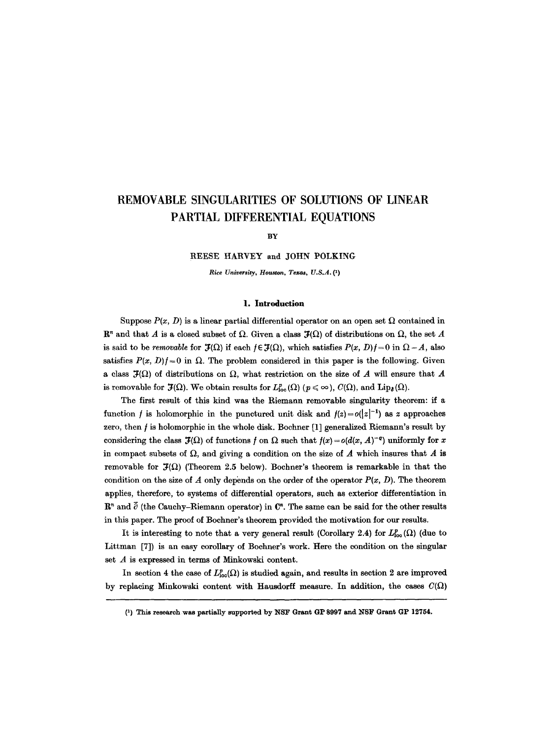# REMOVABLE SINGULARITIES OF SOLUTIONS OF LINEAR PARTIAL DIFFERENTIAL EQUATIONS

BY

REESE HARVEY and JOHN POLKING

*Rice University, Houston, Texas, U.S.A.* [1]

## 1. Introduction

Suppose $P(x, D)$ is a linear partial differential operator on an open set $\Omega$ contained in $\mathbf{R}^n$ and that $A$ is a closed subset of $\Omega$. Given a class $\mathfrak{F}(\Omega)$ of distributions on $\Omega$, the set $A$ is said to be *removable* for $\mathfrak{F}(\Omega)$ if each $f \in \mathfrak{F}(\Omega)$, which satisfies $P(x, D)f = 0$ in $\Omega - A$, also satisfies $P(x, D)f = 0$ in $\Omega$. The problem considered in this paper is the following. Given a class $\mathfrak{F}(\Omega)$ of distributions on $\Omega$, what restriction on the size of $A$ will ensure that $A$ is removable for $\mathfrak{F}(\Omega)$. We obtain results for $L^p_{\text{loc}}(\Omega)$ $(p \leqslant \infty)$, $C(\Omega)$, and $\text{Lip}_\delta(\Omega)$.

The first result of this kind was the Riemann removable singularity theorem: if a function $f$ is holomorphic in the punctured unit disk and $f(z) = o(|z|^{-1})$ as $z$ approaches zero, then $f$ is holomorphic in the whole disk. Bochner [1] generalized Riemann's result by considering the class $\mathfrak{F}(\Omega)$ of functions $f$ on $\Omega$ such that $f(x) = o(d(x, A)^{-q})$ uniformly for $x$ in compact subsets of $\Omega$, and giving a condition on the size of $A$ which insures that $A$ is removable for $\mathfrak{F}(\Omega)$ (Theorem 2.5 below). Bochner's theorem is remarkable in that the condition on the size of $A$ only depends on the order of the operator $P(x, D)$. The theorem applies, therefore, to systems of differential operators, such as exterior differentiation in $\mathbf{R}^n$ and $\bar{\partial}$ (the Cauchy–Riemann operator) in $\mathbf{C}^n$. The same can be said for the other results in this paper. The proof of Bochner's theorem provided the motivation for our results.

It is interesting to note that a very general result (Corollary 2.4) for $L^p_{\text{loc}}(\Omega)$ (due to Littman [7]) is an easy corollary of Bochner's work. Here the condition on the singular set $A$ is expressed in terms of Minkowski content.

In section 4 the case of $L^p_{\text{loc}}(\Omega)$ is studied again, and results in section 2 are improved by replacing Minkowski content with Hausdorff measure. In addition, the cases $C(\Omega)$

---

[1] This research was partially supported by NSF Grant GP 8997 and NSF Grant GP 12754.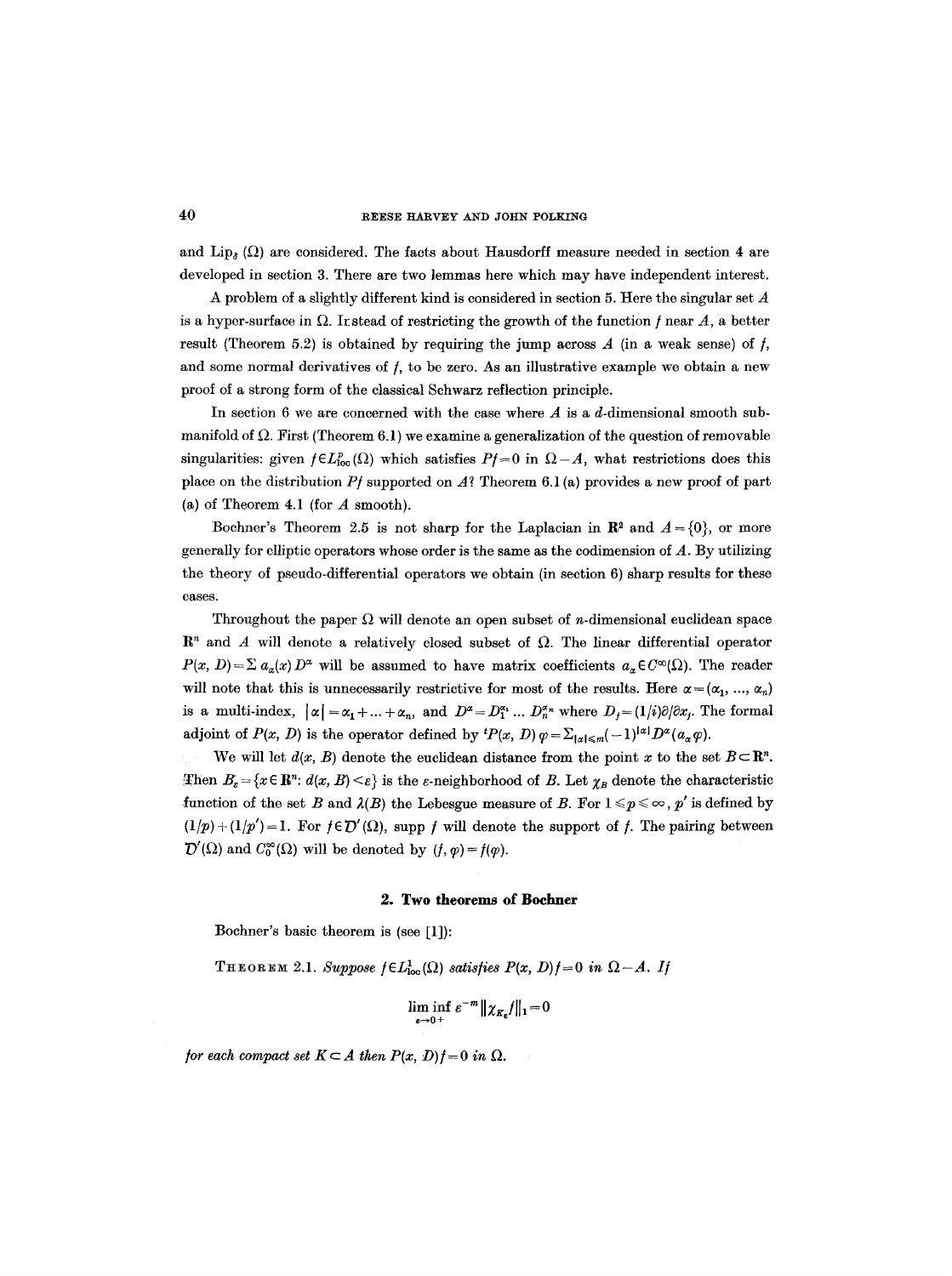and $\text{Lip}_\delta(\Omega)$ are considered. The facts about Hausdorff measure needed in section 4 are developed in section 3. There are two lemmas here which may have independent interest.

A problem of a slightly different kind is considered in section 5. Here the singular set $A$ is a hyper-surface in $\Omega$. Instead of restricting the growth of the function $f$ near $A$, a better result (Theorem 5.2) is obtained by requiring the jump across $A$ (in a weak sense) of $f$, and some normal derivatives of $f$, to be zero. As an illustrative example we obtain a new proof of a strong form of the classical Schwarz reflection principle.

In section 6 we are concerned with the case where $A$ is a $d$-dimensional smooth submanifold of $\Omega$. First (Theorem 6.1) we examine a generalization of the question of removable singularities: given $f \in L^p_{\text{loc}}(\Omega)$ which satisfies $Pf = 0$ in $\Omega - A$, what restrictions does this place on the distribution $Pf$ supported on $A$? Theorem 6.1 (a) provides a new proof of part (a) of Theorem 4.1 (for $A$ smooth).

Bochner's Theorem 2.5 is not sharp for the Laplacian in $\mathbf{R}^2$ and $A = \{0\}$, or more generally for elliptic operators whose order is the same as the codimension of $A$. By utilizing the theory of pseudo-differential operators we obtain (in section 6) sharp results for these cases.

Throughout the paper $\Omega$ will denote an open subset of $n$-dimensional euclidean space $\mathbf{R}^n$ and $A$ will denote a relatively closed subset of $\Omega$. The linear differential operator $P(x, D) = \sum a_\alpha(x) D^\alpha$ will be assumed to have matrix coefficients $a_\alpha \in C^\infty(\Omega)$. The reader will note that this is unnecessarily restrictive for most of the results. Here $\alpha = (\alpha_1, \ldots, \alpha_n)$ is a multi-index, $|\alpha| = \alpha_1 + \ldots + \alpha_n$, and $D^\alpha = D_1^{\alpha_1} \ldots D_n^{\alpha_n}$ where $D_j = (1/i)\partial/\partial x_j$. The formal adjoint of $P(x, D)$ is the operator defined by ${}^tP(x, D)\varphi = \sum_{|\alpha| \leqslant m} (-1)^{|\alpha|} D^\alpha(a_\alpha \varphi)$.

We will let $d(x, B)$ denote the euclidean distance from the point $x$ to the set $B \subset \mathbf{R}^n$. Then $B_\varepsilon = \{x \in \mathbf{R}^n : d(x, B) < \varepsilon\}$ is the $\varepsilon$-neighborhood of $B$. Let $\chi_B$ denote the characteristic function of the set $B$ and $\lambda(B)$ the Lebesgue measure of $B$. For $1 \leqslant p \leqslant \infty$, $p'$ is defined by $(1/p) + (1/p') = 1$. For $f \in \mathcal{D}'(\Omega)$, supp $f$ will denote the support of $f$. The pairing between $\mathcal{D}'(\Omega)$ and $C_0^\infty(\Omega)$ will be denoted by $(f, \varphi) = f(\varphi)$.

## 2. Two theorems of Bochner

Bochner's basic theorem is (see [1]):

THEOREM 2.1. *Suppose $f \in L^1_{\text{loc}}(\Omega)$ satisfies $P(x, D)f = 0$ in $\Omega - A$. If*

$$\liminf_{\varepsilon \to 0+} \varepsilon^{-m} \|\chi_{K_\varepsilon} f\|_1 = 0$$

*for each compact set $K \subset A$ then $P(x, D)f = 0$ in $\Omega$.*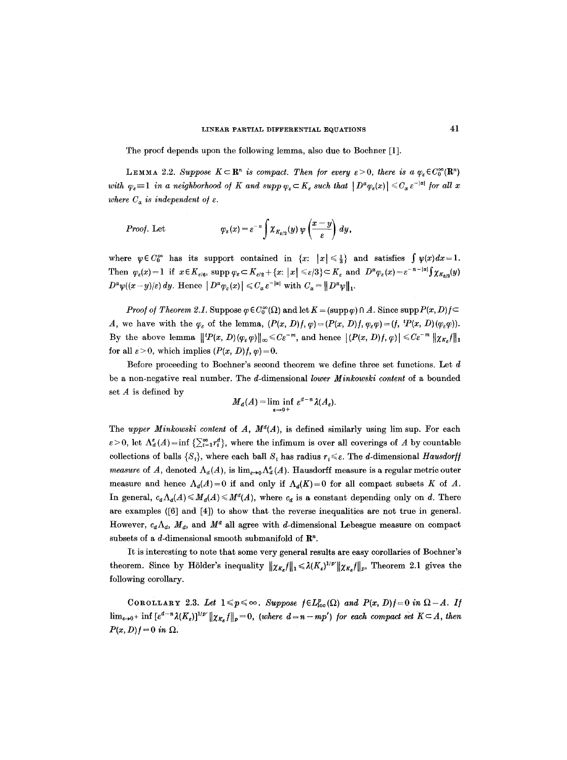The proof depends upon the following lemma, also due to Bochner [1].

**Lemma 2.2.** *Suppose $K \subset \mathbf{R}^n$ is compact. Then for every $\varepsilon > 0$, there is a $\varphi_\varepsilon \in C_0^\infty(\mathbf{R}^n)$ with $\varphi_\varepsilon \equiv 1$ in a neighborhood of $K$ and $\operatorname{supp} \varphi_\varepsilon \subset K_\varepsilon$ such that $|D^\alpha \varphi_\varepsilon(x)| \leq C_\alpha \varepsilon^{-|\alpha|}$ for all $x$ where $C_\alpha$ is independent of $\varepsilon$.*

*Proof.* Let

$$\varphi_\varepsilon(x) = \varepsilon^{-n} \int \chi_{K_{\varepsilon/2}}(y)\, \psi\left(\frac{x-y}{\varepsilon}\right) dy,$$

where $\psi \in C_0^\infty$ has its support contained in $\{x\colon |x| \leq \frac{1}{3}\}$ and satisfies $\int \psi(x)\,dx = 1$. Then $\varphi_\varepsilon(x) = 1$ if $x \in K_{\varepsilon/6}$, $\operatorname{supp} \varphi_\varepsilon \subset K_{\varepsilon/2} + \{x\colon |x| \leq \varepsilon/3\} \subset K_\varepsilon$ and $D^\alpha \varphi_\varepsilon(x) = \varepsilon^{-n-|\alpha|} \int \chi_{K_{\varepsilon/2}}(y)\, D^\alpha \psi((x-y)/\varepsilon)\,dy$. Hence $|D^\alpha \varphi_\varepsilon(x)| \leq C_\alpha \varepsilon^{-|\alpha|}$ with $C_\alpha = \|D^\alpha \psi\|_1$.

*Proof of Theorem 2.1.* Suppose $\varphi \in C_0^\infty(\Omega)$ and let $K = (\operatorname{supp} \varphi) \cap A$. Since $\operatorname{supp} P(x, D)f \subset A$, we have with the $\varphi_\varepsilon$ of the lemma, $(P(x, D)f, \varphi) = (P(x, D)f, \varphi_\varepsilon \varphi) = (f, {}^tP(x, D)(\varphi_\varepsilon \varphi))$. By the above lemma $\|{}^tP(x, D)(\varphi_\varepsilon \varphi)\|_\infty \leq C\varepsilon^{-m}$, and hence $|(P(x, D)f, \varphi)| \leq C\varepsilon^{-m} \|\chi_{K_\varepsilon} f\|_1$ for all $\varepsilon > 0$, which implies $(P(x, D)f, \varphi) = 0$.

Before proceeding to Bochner's second theorem we define three set functions. Let $d$ be a non-negative real number. The $d$-dimensional *lower Minkowski content* of a bounded set $A$ is defined by

$$M_d(A) = \liminf_{\varepsilon \to 0+} \varepsilon^{d-n} \lambda(A_\varepsilon).$$

The *upper Minkowski content* of $A$, $M^d(A)$, is defined similarly using lim sup. For each $\varepsilon > 0$, let $\Lambda_d^\varepsilon(A) = \inf \{\sum_{i=1}^\infty r_i^d\}$, where the infimum is over all coverings of $A$ by countable collections of balls $\{S_i\}$, where each ball $S_i$ has radius $r_i \leq \varepsilon$. The $d$-dimensional *Hausdorff measure* of $A$, denoted $\Lambda_d(A)$, is $\lim_{\varepsilon \to 0} \Lambda_d^\varepsilon(A)$. Hausdorff measure is a regular metric outer measure and hence $\Lambda_d(A) = 0$ if and only if $\Lambda_d(K) = 0$ for all compact subsets $K$ of $A$. In general, $c_d \Lambda_d(A) \leq M_d(A) \leq M^d(A)$, where $c_d$ is a constant depending only on $d$. There are examples ([6] and [4]) to show that the reverse inequalities are not true in general. However, $c_d \Lambda_d$, $M_d$, and $M^d$ all agree with $d$-dimensional Lebesgue measure on compact subsets of a $d$-dimensional smooth submanifold of $\mathbf{R}^n$.

It is interesting to note that some very general results are easy corollaries of Bochner's theorem. Since by Hölder's inequality $\|\chi_{K_\varepsilon} f\|_1 \leq \lambda(K_\varepsilon)^{1/p'} \|\chi_{K_\varepsilon} f\|_p$, Theorem 2.1 gives the following corollary.

**Corollary 2.3.** *Let $1 \leq p \leq \infty$. Suppose $f \in L^p_{\text{loc}}(\Omega)$ and $P(x, D)f = 0$ in $\Omega - A$. If $\lim_{\varepsilon \to 0^+} \inf [\varepsilon^{d-n} \lambda(K_\varepsilon)]^{1/p'} \|\chi_{K_\varepsilon} f\|_p = 0$, (where $d = n - mp'$) for each compact set $K \subset A$, then $P(x, D)f = 0$ in $\Omega$.*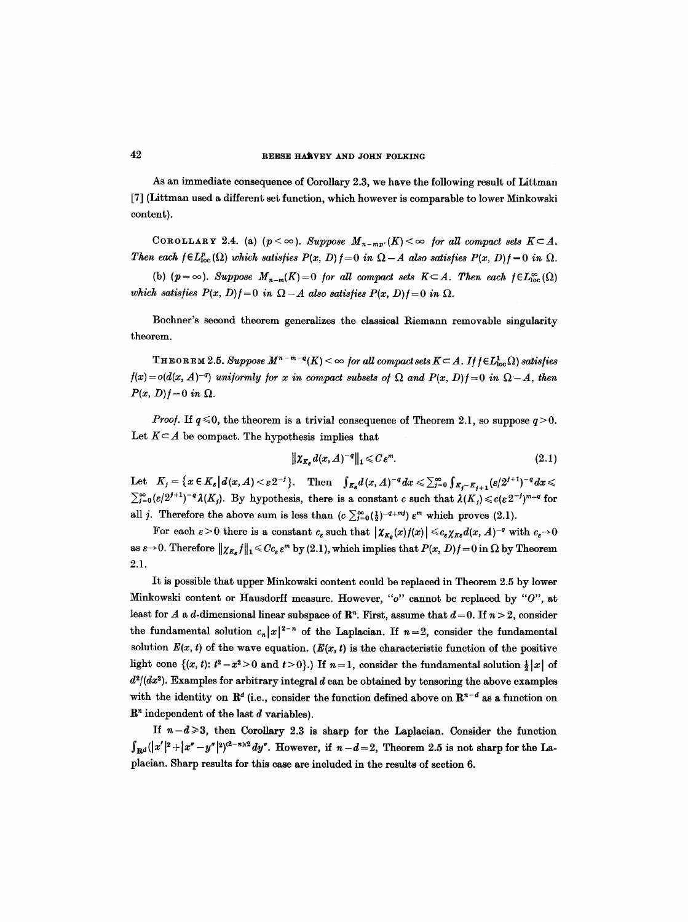As an immediate consequence of Corollary 2.3, we have the following result of Littman [7] (Littman used a different set function, which however is comparable to lower Minkowski content).

COROLLARY 2.4. (a) ($p<\infty$). *Suppose $M_{n-mp'}(K)<\infty$ for all compact sets $K\subset A$. Then each $f\in L^p_{\text{loc}}(\Omega)$ which satisfies $P(x, D)f=0$ in $\Omega-A$ also satisfies $P(x, D)f=0$ in $\Omega$.*

(b) ($p=\infty$). *Suppose $M_{n-m}(K)=0$ for all compact sets $K\subset A$. Then each $f\in L^\infty_{\text{loc}}(\Omega)$ which satisfies $P(x, D)f=0$ in $\Omega-A$ also satisfies $P(x, D)f=0$ in $\Omega$.*

Bochner's second theorem generalizes the classical Riemann removable singularity theorem.

THEOREM 2.5. *Suppose $M^{n-m-q}(K)<\infty$ for all compact sets $K\subset A$. If $f\in L^1_{\text{loc}}(\Omega)$ satisfies $f(x)=o(d(x, A)^{-q})$ uniformly for $x$ in compact subsets of $\Omega$ and $P(x, D)f=0$ in $\Omega-A$, then $P(x, D)f=0$ in $\Omega$.*

*Proof.* If $q\leqslant 0$, the theorem is a trivial consequence of Theorem 2.1, so suppose $q>0$. Let $K\subset A$ be compact. The hypothesis implies that

$$\|\chi_{K_\varepsilon} d(x, A)^{-q}\|_1 \leqslant C\varepsilon^m. \tag{2.1}$$

Let $K_j=\{x\in K_\varepsilon \mid d(x, A)<\varepsilon 2^{-j}\}$. Then $\int_{K_\varepsilon} d(x, A)^{-q}dx \leqslant \sum_{j=0}^\infty \int_{K_j-K_{j+1}} (\varepsilon/2^{j+1})^{-q}dx \leqslant \sum_{j=0}^\infty (\varepsilon/2^{j+1})^{-q}\lambda(K_j)$. By hypothesis, there is a constant $c$ such that $\lambda(K_j)\leqslant c(\varepsilon 2^{-j})^{m+q}$ for all $j$. Therefore the above sum is less than $(c\sum_{j=0}^\infty (\frac{1}{2})^{-q+mj})\,\varepsilon^m$ which proves (2.1).

For each $\varepsilon>0$ there is a constant $c_\varepsilon$ such that $|\chi_{K_\varepsilon}(x)f(x)|\leqslant c_\varepsilon \chi_{K_\varepsilon} d(x, A)^{-q}$ with $c_\varepsilon\to 0$ as $\varepsilon\to 0$. Therefore $\|\chi_{K_\varepsilon} f\|_1\leqslant Cc_\varepsilon\varepsilon^m$ by (2.1), which implies that $P(x, D)f=0$ in $\Omega$ by Theorem 2.1.

It is possible that upper Minkowski content could be replaced in Theorem 2.5 by lower Minkowski content or Hausdorff measure. However, "$o$" cannot be replaced by "$O$", at least for $A$ a $d$-dimensional linear subspace of $\mathbf{R}^n$. First, assume that $d=0$. If $n>2$, consider the fundamental solution $c_n|x|^{2-n}$ of the Laplacian. If $n=2$, consider the fundamental solution $E(x, t)$ of the wave equation. ($E(x, t)$ is the characteristic function of the positive light cone $\{(x, t)\colon t^2-x^2>0$ and $t>0\}$.) If $n=1$, consider the fundamental solution $\frac{1}{2}|x|$ of $d^2/(dx^2)$. Examples for arbitrary integral $d$ can be obtained by tensoring the above examples with the identity on $\mathbf{R}^d$ (i.e., consider the function defined above on $\mathbf{R}^{n-d}$ as a function on $\mathbf{R}^n$ independent of the last $d$ variables).

If $n-d\geqslant 3$, then Corollary 2.3 is sharp for the Laplacian. Consider the function $\int_{\mathbf{R}^d}(|x'|^2+|x''-y''|^2)^{(2-n)/2}dy''$. However, if $n-d=2$, Theorem 2.5 is not sharp for the Laplacian. Sharp results for this case are included in the results of section 6.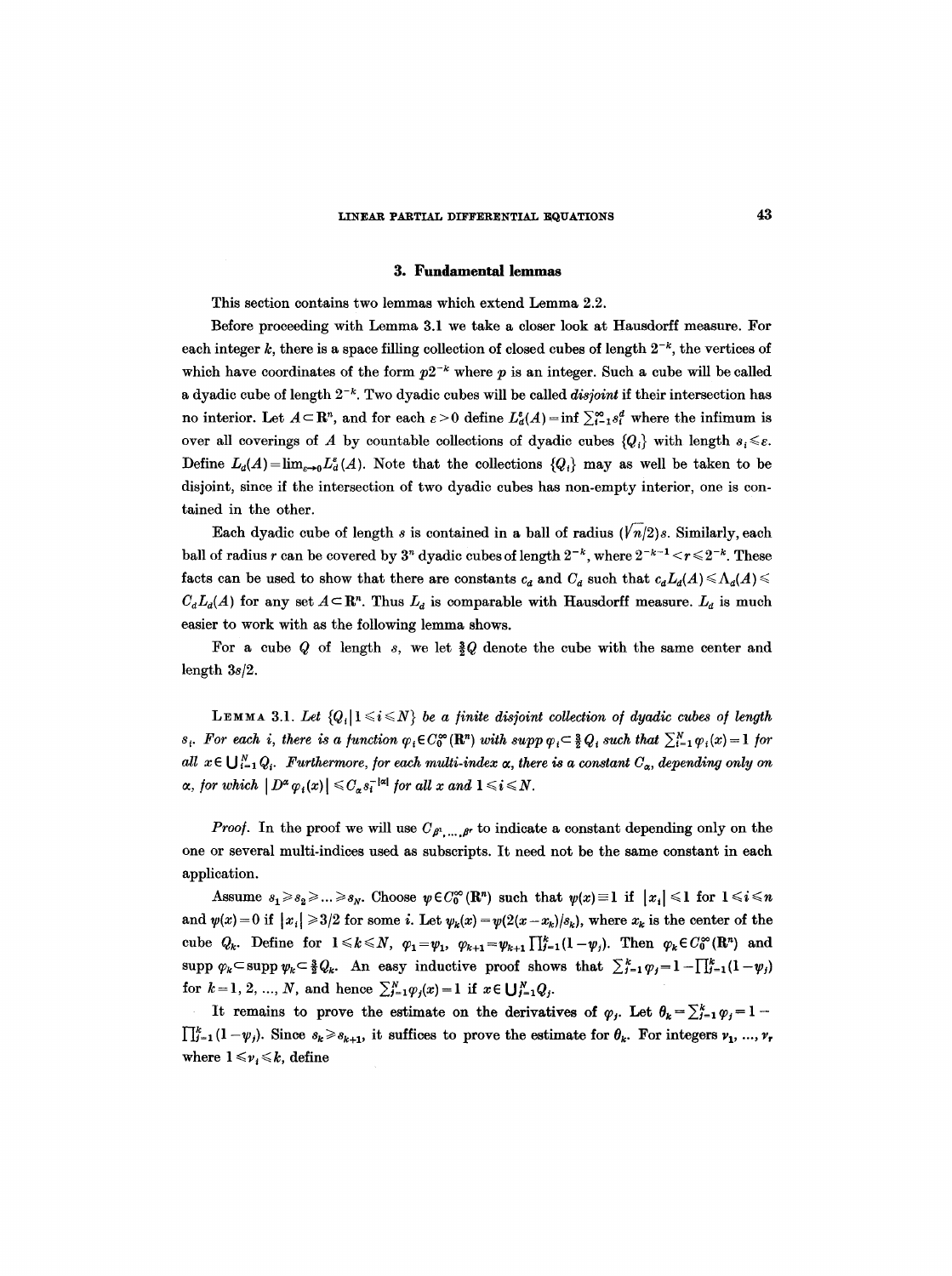## 3. Fundamental lemmas

This section contains two lemmas which extend Lemma 2.2.

Before proceeding with Lemma 3.1 we take a closer look at Hausdorff measure. For each integer $k$, there is a space filling collection of closed cubes of length $2^{-k}$, the vertices of which have coordinates of the form $p2^{-k}$ where $p$ is an integer. Such a cube will be called a dyadic cube of length $2^{-k}$. Two dyadic cubes will be called *disjoint* if their intersection has no interior. Let $A \subset \mathbf{R}^n$, and for each $\varepsilon > 0$ define $L_d^\varepsilon(A) = \inf \sum_{i=1}^\infty s_i^d$ where the infimum is over all coverings of $A$ by countable collections of dyadic cubes $\{Q_i\}$ with length $s_i \leqslant \varepsilon$. Define $L_d(A) = \lim_{\varepsilon \to 0} L_d^\varepsilon(A)$. Note that the collections $\{Q_i\}$ may as well be taken to be disjoint, since if the intersection of two dyadic cubes has non-empty interior, one is contained in the other.

Each dyadic cube of length $s$ is contained in a ball of radius $(\sqrt{n}/2)s$. Similarly, each ball of radius $r$ can be covered by $3^n$ dyadic cubes of length $2^{-k}$, where $2^{-k-1} < r \leqslant 2^{-k}$. These facts can be used to show that there are constants $c_d$ and $C_d$ such that $c_d L_d(A) \leqslant \Lambda_d(A) \leqslant C_d L_d(A)$ for any set $A \subset \mathbf{R}^n$. Thus $L_d$ is comparable with Hausdorff measure. $L_d$ is much easier to work with as the following lemma shows.

For a cube $Q$ of length $s$, we let $\frac{3}{2}Q$ denote the cube with the same center and length $3s/2$.

**Lemma 3.1.** *Let $\{Q_i \mid 1 \leqslant i \leqslant N\}$ be a finite disjoint collection of dyadic cubes of length $s_i$. For each $i$, there is a function $\varphi_i \in C_0^\infty(\mathbf{R}^n)$ with supp $\varphi_i \subset \frac{3}{2}Q_i$ such that $\sum_{i=1}^N \varphi_i(x) = 1$ for all $x \in \bigcup_{i=1}^N Q_i$. Furthermore, for each multi-index $\alpha$, there is a constant $C_\alpha$, depending only on $\alpha$, for which $|D^\alpha \varphi_i(x)| \leqslant C_\alpha s_i^{-|\alpha|}$ for all $x$ and $1 \leqslant i \leqslant N$.*

*Proof.* In the proof we will use $C_{\beta^1, \ldots, \beta^r}$ to indicate a constant depending only on the one or several multi-indices used as subscripts. It need not be the same constant in each application.

Assume $s_1 \geqslant s_2 \geqslant \ldots \geqslant s_N$. Choose $\psi \in C_0^\infty(\mathbf{R}^n)$ such that $\psi(x) \equiv 1$ if $|x_i| \leqslant 1$ for $1 \leqslant i \leqslant n$ and $\psi(x) = 0$ if $|x_i| \geqslant 3/2$ for some $i$. Let $\psi_k(x) = \psi(2(x - x_k)/s_k)$, where $x_k$ is the center of the cube $Q_k$. Define for $1 \leqslant k \leqslant N$, $\varphi_1 = \psi_1$, $\varphi_{k+1} = \psi_{k+1} \prod_{j=1}^k (1 - \psi_j)$. Then $\varphi_k \in C_0^\infty(\mathbf{R}^n)$ and supp $\varphi_k \subset$ supp $\psi_k \subset \frac{3}{2}Q_k$. An easy inductive proof shows that $\sum_{j=1}^k \varphi_j = 1 - \prod_{j=1}^k (1 - \psi_j)$ for $k = 1, 2, \ldots, N$, and hence $\sum_{j=1}^N \varphi_j(x) = 1$ if $x \in \bigcup_{j=1}^N Q_j$.

It remains to prove the estimate on the derivatives of $\varphi_j$. Let $\theta_k = \sum_{j=1}^k \varphi_j = 1 - \prod_{j=1}^k (1 - \psi_j)$. Since $s_k \geqslant s_{k+1}$, it suffices to prove the estimate for $\theta_k$. For integers $\nu_1, \ldots, \nu_r$ where $1 \leqslant \nu_i \leqslant k$, define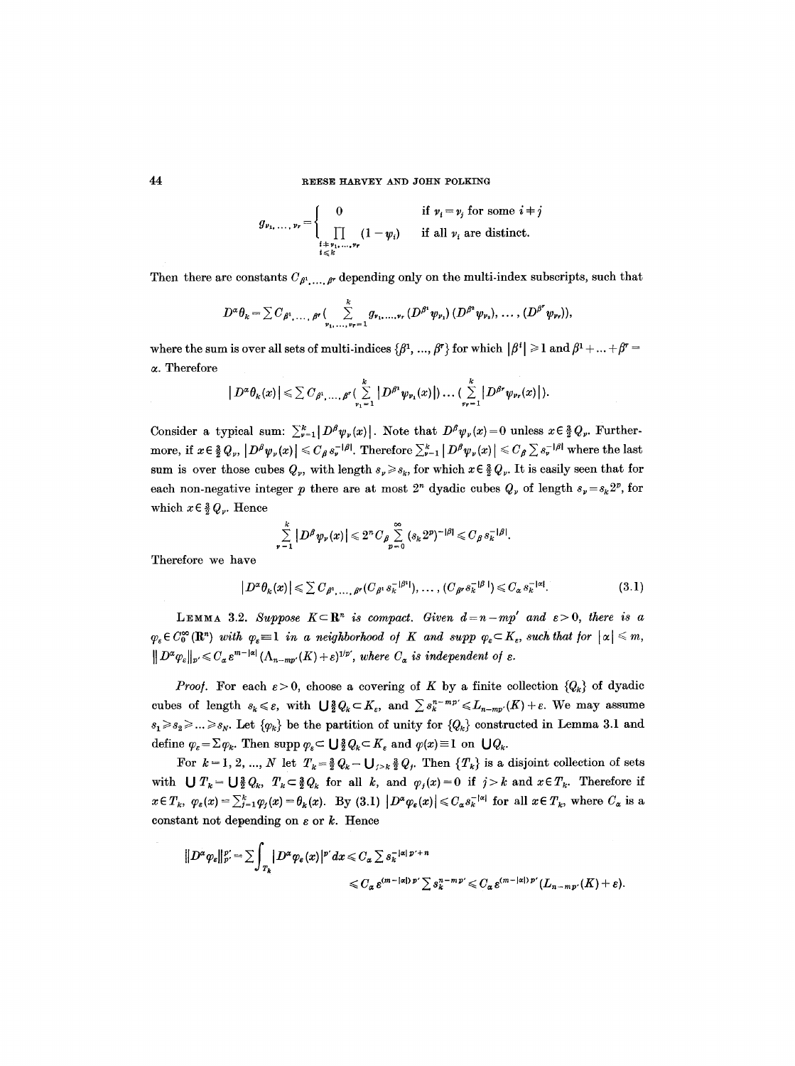$$g_{\nu_1,\dots,\nu_r} = \begin{cases} 0 & \text{if } \nu_i = \nu_j \text{ for some } i \neq j \\ \prod_{\substack{i \neq \nu_1,\dots,\nu_r \\ i \leq k}} (1-\varphi_i) & \text{if all } \nu_i \text{ are distinct.} \end{cases}$$

Then there are constants $C_{\beta^1,\dots,\beta^r}$ depending only on the multi-index subscripts, such that

$$D^\alpha \theta_k = \sum C_{\beta^1,\dots,\beta^r} \Big( \sum_{\nu_1,\dots,\nu_r=1}^{k} g_{\nu_1,\dots,\nu_r} (D^{\beta^1}\varphi_{\nu_1})(D^{\beta^2}\varphi_{\nu_2}), \dots, (D^{\beta^r}\varphi_{\nu_r}) \Big),$$

where the sum is over all sets of multi-indices $\{\beta^1, \dots, \beta^r\}$ for which $|\beta^i| \geq 1$ and $\beta^1 + \dots + \beta^r = \alpha$. Therefore

$$|D^\alpha \theta_k(x)| \leq \sum C_{\beta^1,\dots,\beta^r} \Big( \sum_{\nu_1=1}^{k} |D^{\beta^1}\varphi_{\nu_1}(x)| \Big) \dots \Big( \sum_{\nu_r=1}^{k} |D^{\beta^r}\varphi_{\nu_r}(x)| \Big).$$

Consider a typical sum: $\sum_{\nu=1}^{k} |D^\beta \varphi_\nu(x)|$. Note that $D^\beta \varphi_\nu(x) = 0$ unless $x \in \frac{3}{2} Q_\nu$. Furthermore, if $x \in \frac{3}{2} Q_\nu$, $|D^\beta \varphi_\nu(x)| \leq C_\beta s_\nu^{-|\beta|}$. Therefore $\sum_{\nu=1}^{k} |D^\beta \varphi_\nu(x)| \leq C_\beta \sum s_\nu^{-|\beta|}$ where the last sum is over those cubes $Q_\nu$, with length $s_\nu \geq s_k$, for which $x \in \frac{3}{2} Q_\nu$. It is easily seen that for each non-negative integer $p$ there are at most $2^n$ dyadic cubes $Q_\nu$ of length $s_\nu = s_k 2^p$, for which $x \in \frac{3}{2} Q_\nu$. Hence

$$\sum_{\nu=1}^{k} |D^\beta \varphi_\nu(x)| \leq 2^n C_\beta \sum_{p=0}^{\infty} (s_k 2^p)^{-|\beta|} \leq C_\beta s_k^{-|\beta|}.$$

Therefore we have

$$|D^\alpha \theta_k(x)| \leq \sum C_{\beta^1,\dots,\beta^r} (C_{\beta^1} s_k^{-|\beta^1|}), \dots, (C_{\beta^r} s_k^{-|\beta^r|}) \leq C_\alpha s_k^{-|\alpha|}. \tag{3.1}$$

**Lemma 3.2.** *Suppose $K \subset \mathbf{R}^n$ is compact. Given $d = n - mp'$ and $\varepsilon > 0$, there is a $\varphi_\varepsilon \in C_0^\infty(\mathbf{R}^n)$ with $\varphi_\varepsilon \equiv 1$ in a neighborhood of $K$ and $\operatorname{supp} \varphi_\varepsilon \subset K_\varepsilon$, such that for $|\alpha| \leq m$, $\|D^\alpha \varphi_\varepsilon\|_{p'} \leq C_\alpha \varepsilon^{m-|\alpha|} (\Lambda_{n-mp'}(K) + \varepsilon)^{1/p'}$, where $C_\alpha$ is independent of $\varepsilon$.*

*Proof.* For each $\varepsilon > 0$, choose a covering of $K$ by a finite collection $\{Q_k\}$ of dyadic cubes of length $s_k \leq \varepsilon$, with $\bigcup \frac{3}{2} Q_k \subset K_\varepsilon$, and $\sum s_k^{n-mp'} \leq L_{n-mp'}(K) + \varepsilon$. We may assume $s_1 \geq s_2 \geq \dots \geq s_N$. Let $\{\varphi_k\}$ be the partition of unity for $\{Q_k\}$ constructed in Lemma 3.1 and define $\varphi_\varepsilon = \sum \varphi_k$. Then $\operatorname{supp} \varphi_\varepsilon \subset \bigcup \frac{3}{2} Q_k \subset K_\varepsilon$ and $\varphi(x) \equiv 1$ on $\bigcup Q_k$.

For $k = 1, 2, \dots, N$ let $T_k = \frac{3}{2} Q_k - \bigcup_{j > k} \frac{3}{2} Q_j$. Then $\{T_k\}$ is a disjoint collection of sets with $\bigcup T_k = \bigcup \frac{3}{2} Q_k$, $T_k \subset \frac{3}{2} Q_k$ for all $k$, and $\varphi_j(x) = 0$ if $j > k$ and $x \in T_k$. Therefore if $x \in T_k$, $\varphi_\varepsilon(x) = \sum_{j=1}^{k} \varphi_j(x) = \theta_k(x)$. By (3.1) $|D^\alpha \varphi_\varepsilon(x)| \leq C_\alpha s_k^{-|\alpha|}$ for all $x \in T_k$, where $C_\alpha$ is a constant not depending on $\varepsilon$ or $k$. Hence

$$\|D^\alpha \varphi_\varepsilon\|_{p'}^{p'} = \sum \int_{T_k} |D^\alpha \varphi_\varepsilon(x)|^{p'} dx \leq C_\alpha \sum s_k^{-|\alpha| p' + n}$$
$$\leq C_\alpha \varepsilon^{(m-|\alpha|)p'} \sum s_k^{n-mp'} \leq C_\alpha \varepsilon^{(m-|\alpha|)p'} (L_{n-mp'}(K) + \varepsilon).$$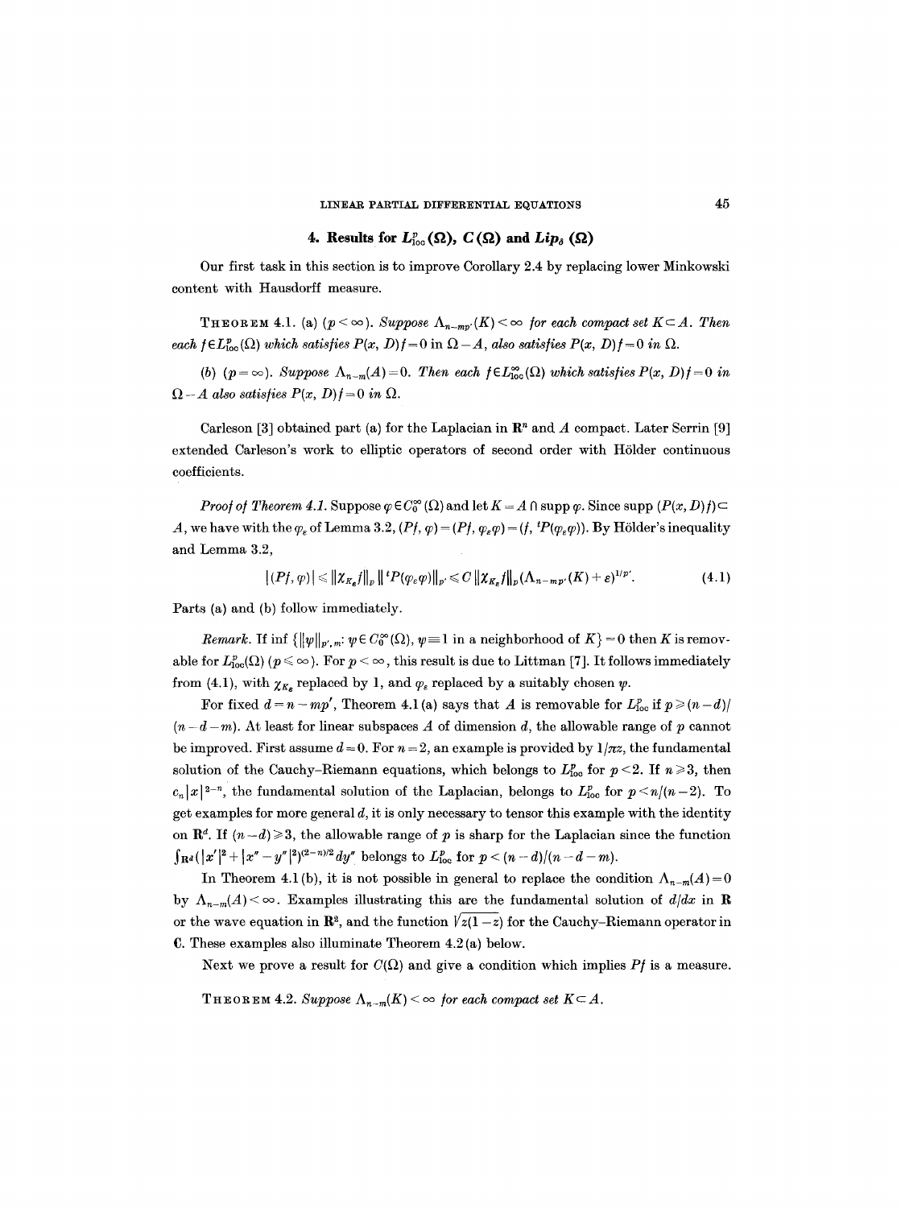## 4. Results for $L^p_{\mathrm{loc}}(\Omega)$, $C(\Omega)$ and $Lip_\delta(\Omega)$

Our first task in this section is to improve Corollary 2.4 by replacing lower Minkowski content with Hausdorff measure.

**Theorem 4.1.** (a) ($p<\infty$). *Suppose $\Lambda_{n-mp'}(K)<\infty$ for each compact set $K\subset A$. Then each $f\in L^p_{\mathrm{loc}}(\Omega)$ which satisfies $P(x,D)f=0$ in $\Omega-A$, also satisfies $P(x,D)f=0$ in $\Omega$.*

(b) ($p=\infty$). *Suppose $\Lambda_{n-m}(A)=0$. Then each $f\in L^\infty_{\mathrm{loc}}(\Omega)$ which satisfies $P(x,D)f=0$ in $\Omega-A$ also satisfies $P(x,D)f=0$ in $\Omega$.*

Carleson [3] obtained part (a) for the Laplacian in $\mathbf{R}^n$ and $A$ compact. Later Serrin [9] extended Carleson's work to elliptic operators of second order with Hölder continuous coefficients.

*Proof of Theorem 4.1.* Suppose $\varphi\in C_0^\infty(\Omega)$ and let $K=A\cap\operatorname{supp}\varphi$. Since $\operatorname{supp}(P(x,D)f)\subset A$, we have with the $\varphi_\varepsilon$ of Lemma 3.2, $(Pf,\varphi)=(Pf,\varphi_\varepsilon\varphi)=(f,{}^tP(\varphi_\varepsilon\varphi))$. By Hölder's inequality and Lemma 3.2,

$$|(Pf,\varphi)|\leqslant\|\chi_{K_\varepsilon}f\|_p\,\|{}^tP(\varphi_\varepsilon\varphi)\|_{p'}\leqslant C\,\|\chi_{K_\varepsilon}f\|_p(\Lambda_{n-mp'}(K)+\varepsilon)^{1/p'}. \tag{4.1}$$

Parts (a) and (b) follow immediately.

*Remark.* If $\inf\{\|\psi\|_{p',m}:\psi\in C_0^\infty(\Omega),\ \psi\equiv 1$ in a neighborhood of $K\}=0$ then $K$ is removable for $L^p_{\mathrm{loc}}(\Omega)$ ($p\leqslant\infty$). For $p<\infty$, this result is due to Littman [7]. It follows immediately from (4.1), with $\chi_{K_\varepsilon}$ replaced by 1, and $\varphi_\varepsilon$ replaced by a suitably chosen $\psi$.

For fixed $d=n-mp'$, Theorem 4.1 (a) says that $A$ is removable for $L^p_{\mathrm{loc}}$ if $p\geqslant(n-d)/(n-d-m)$. At least for linear subspaces $A$ of dimension $d$, the allowable range of $p$ cannot be improved. First assume $d=0$. For $n=2$, an example is provided by $1/\pi z$, the fundamental solution of the Cauchy–Riemann equations, which belongs to $L^p_{\mathrm{loc}}$ for $p<2$. If $n\geqslant 3$, then $c_n|x|^{2-n}$, the fundamental solution of the Laplacian, belongs to $L^p_{\mathrm{loc}}$ for $p<n/(n-2)$. To get examples for more general $d$, it is only necessary to tensor this example with the identity on $\mathbf{R}^d$. If $(n-d)\geqslant 3$, the allowable range of $p$ is sharp for the Laplacian since the function $\int_{\mathbf{R}^d}(|x'|^2+|x''-y''|^2)^{(2-n)/2}dy''$ belongs to $L^p_{\mathrm{loc}}$ for $p<(n-d)/(n-d-m)$.

In Theorem 4.1 (b), it is not possible in general to replace the condition $\Lambda_{n-m}(A)=0$ by $\Lambda_{n-m}(A)<\infty$. Examples illustrating this are the fundamental solution of $d/dx$ in $\mathbf{R}$ or the wave equation in $\mathbf{R}^2$, and the function $\sqrt{z(1-z)}$ for the Cauchy–Riemann operator in $\mathbf{C}$. These examples also illuminate Theorem 4.2 (a) below.

Next we prove a result for $C(\Omega)$ and give a condition which implies $Pf$ is a measure.

**Theorem 4.2.** *Suppose $\Lambda_{n-m}(K)<\infty$ for each compact set $K\subset A$.*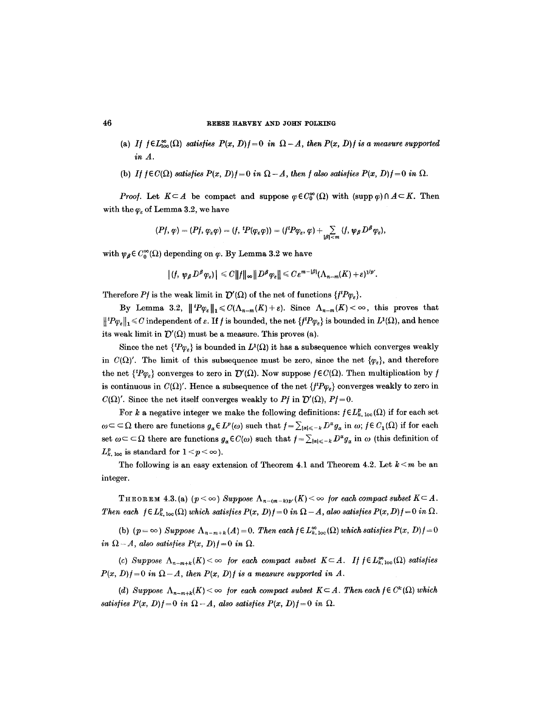(a) *If* $f \in L^\infty_{\text{loc}}(\Omega)$ *satisfies* $P(x, D)f = 0$ *in* $\Omega - A$, *then* $P(x, D)f$ *is a measure supported in* $A$.

(b) *If* $f \in C(\Omega)$ *satisfies* $P(x, D)f = 0$ *in* $\Omega - A$, *then* $f$ *also satisfies* $P(x, D)f = 0$ *in* $\Omega$.

*Proof.* Let $K \subset A$ be compact and suppose $\varphi \in C_0^\infty(\Omega)$ with $(\operatorname{supp} \varphi) \cap A \subset K$. Then with the $\varphi_\varepsilon$ of Lemma 3.2, we have

$$(Pf, \varphi) = (Pf, \varphi_\varepsilon \varphi) = (f, {}^tP(\varphi_\varepsilon \varphi)) = (f {}^tP\varphi_\varepsilon, \varphi) + \sum_{|\beta| < m} (f, \psi_\beta D^\beta \varphi_\varepsilon),$$

with $\psi_\beta \in C_0^\infty(\Omega)$ depending on $\varphi$. By Lemma 3.2 we have

$$|(f, \psi_\beta D^\beta \varphi_\varepsilon)| \leqslant C \|f\|_\infty \|D^\beta \varphi_\varepsilon\| \leqslant C \varepsilon^{m - |\beta|} (\Lambda_{n-m}(K) + \varepsilon)^{1/p'}.$$

Therefore $Pf$ is the weak limit in $\mathcal{D}'(\Omega)$ of the net of functions $\{f {}^tP\varphi_\varepsilon\}$.

By Lemma 3.2, $\|{}^tP\varphi_\varepsilon\|_1 \leqslant C(\Lambda_{n-m}(K) + \varepsilon)$. Since $\Lambda_{n-m}(K) < \infty$, this proves that $\|{}^tP\varphi_\varepsilon\|_1 \leqslant C$ independent of $\varepsilon$. If $f$ is bounded, the net $\{f {}^tP\varphi_\varepsilon\}$ is bounded in $L^1(\Omega)$, and hence its weak limit in $\mathcal{D}'(\Omega)$ must be a measure. This proves (a).

Since the net $\{{}^tP\varphi_\varepsilon\}$ is bounded in $L^1(\Omega)$ it has a subsequence which converges weakly in $C(\Omega)'$. The limit of this subsequence must be zero, since the net $\{\varphi_\varepsilon\}$, and therefore the net $\{{}^tP\varphi_\varepsilon\}$ converges to zero in $\mathcal{D}'(\Omega)$. Now suppose $f \in C(\Omega)$. Then multiplication by $f$ is continuous in $C(\Omega)'$. Hence a subsequence of the net $\{f {}^tP\varphi_\varepsilon\}$ converges weakly to zero in $C(\Omega)'$. Since the net itself converges weakly to $Pf$ in $\mathcal{D}'(\Omega)$, $Pf = 0$.

For $k$ a negative integer we make the following definitions: $f \in L^p_{k,\text{loc}}(\Omega)$ if for each set $\omega \subset\subset \Omega$ there are functions $g_\alpha \in L^p(\omega)$ such that $f = \sum_{|\alpha| \leqslant -k} D^\alpha g_\alpha$ in $\omega$; $f \in C_k(\Omega)$ if for each set $\omega \subset\subset \Omega$ there are functions $g_\alpha \in C(\omega)$ such that $f = \sum_{|\alpha| \leqslant -k} D^\alpha g_\alpha$ in $\omega$ (this definition of $L^p_{k,\text{loc}}$ is standard for $1 < p < \infty$).

The following is an easy extension of Theorem 4.1 and Theorem 4.2. Let $k < m$ be an integer.

THEOREM 4.3. (a) $(p < \infty)$ *Suppose* $\Lambda_{n-(m-k)p'}(K) < \infty$ *for each compact subset* $K \subset A$. *Then each* $f \in L^p_{k,\text{loc}}(\Omega)$ *which satisfies* $P(x, D)f = 0$ *in* $\Omega - A$, *also satisfies* $P(x, D)f = 0$ *in* $\Omega$.

(b) $(p = \infty)$ *Suppose* $\Lambda_{n-m+k}(A) = 0$. *Then each* $f \in L^\infty_{k,\text{loc}}(\Omega)$ *which satisfies* $P(x, D)f = 0$ *in* $\Omega - A$, *also satisfies* $P(x, D)f = 0$ *in* $\Omega$.

(c) *Suppose* $\Lambda_{n-m+k}(K) < \infty$ *for each compact subset* $K \subset A$. *If* $f \in L^\infty_{k,\text{loc}}(\Omega)$ *satisfies* $P(x, D)f = 0$ *in* $\Omega - A$, *then* $P(x, D)f$ *is a measure supported in* $A$.

(d) *Suppose* $\Lambda_{n-m+k}(K) < \infty$ *for each compact subset* $K \subset A$. *Then each* $f \in C^k(\Omega)$ *which satisfies* $P(x, D)f = 0$ *in* $\Omega - A$, *also satisfies* $P(x, D)f = 0$ *in* $\Omega$.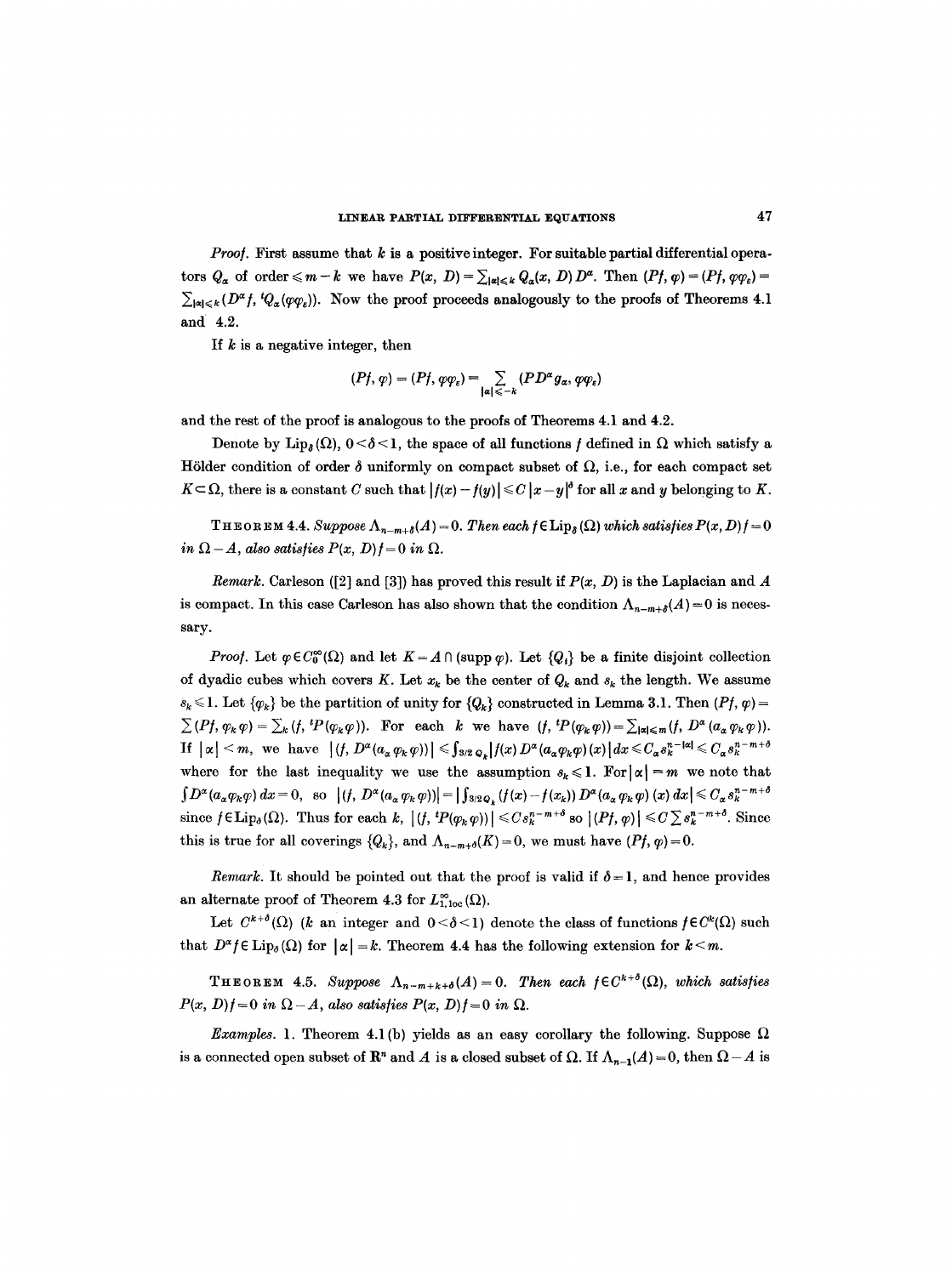*Proof.* First assume that $k$ is a positive integer. For suitable partial differential operators $Q_\alpha$ of order $\leqslant m-k$ we have $P(x, D) = \sum_{|\alpha|\leqslant k} Q_\alpha(x, D) D^\alpha$. Then $(Pf, \varphi) = (Pf, \varphi\varphi_\varepsilon) = \sum_{|\alpha|\leqslant k} (D^\alpha f, {}^tQ_\alpha(\varphi\varphi_\varepsilon))$. Now the proof proceeds analogously to the proofs of Theorems 4.1 and 4.2.

If $k$ is a negative integer, then

$$(Pf, \varphi) = (Pf, \varphi\varphi_\varepsilon) = \sum_{|\alpha|\leqslant -k} (PD^\alpha g_\alpha, \varphi\varphi_\varepsilon)$$

and the rest of the proof is analogous to the proofs of Theorems 4.1 and 4.2.

Denote by $\mathrm{Lip}_\delta(\Omega)$, $0<\delta<1$, the space of all functions $f$ defined in $\Omega$ which satisfy a Hölder condition of order $\delta$ uniformly on compact subset of $\Omega$, i.e., for each compact set $K\subset\Omega$, there is a constant $C$ such that $|f(x)-f(y)|\leqslant C|x-y|^\delta$ for all $x$ and $y$ belonging to $K$.

THEOREM 4.4. *Suppose $\Lambda_{n-m+\delta}(A)=0$. Then each $f\in \mathrm{Lip}_\delta(\Omega)$ which satisfies $P(x,D)f=0$ in $\Omega-A$, also satisfies $P(x,D)f=0$ in $\Omega$.*

*Remark.* Carleson ([2] and [3]) has proved this result if $P(x, D)$ is the Laplacian and $A$ is compact. In this case Carleson has also shown that the condition $\Lambda_{n-m+\delta}(A)=0$ is necessary.

*Proof.* Let $\varphi\in C_0^\infty(\Omega)$ and let $K=A\cap(\operatorname{supp}\varphi)$. Let $\{Q_i\}$ be a finite disjoint collection of dyadic cubes which covers $K$. Let $x_k$ be the center of $Q_k$ and $s_k$ the length. We assume $s_k\leqslant 1$. Let $\{\varphi_k\}$ be the partition of unity for $\{Q_k\}$ constructed in Lemma 3.1. Then $(Pf,\varphi) = \sum(Pf,\varphi_k\varphi) = \sum_k(f, {}^tP(\varphi_k\varphi))$. For each $k$ we have $(f, {}^tP(\varphi_k\varphi)) = \sum_{|\alpha|\leqslant m}(f, D^\alpha(a_\alpha\varphi_k\varphi))$. If $|\alpha|<m$, we have $|(f, D^\alpha(a_\alpha\varphi_k\varphi))| \leqslant \int_{3/2\,Q_k}|f(x)D^\alpha(a_\alpha\varphi_k\varphi)(x)|\,dx \leqslant C_\alpha s_k^{n-|\alpha|}\leqslant C_\alpha s_k^{n-m+\delta}$ where for the last inequality we use the assumption $s_k\leqslant 1$. For $|\alpha|=m$ we note that $\int D^\alpha(a_\alpha\varphi_k\varphi)\,dx=0$, so $|(f, D^\alpha(a_\alpha\varphi_k\varphi))| = \left|\int_{3/2\,Q_k}(f(x)-f(x_k))D^\alpha(a_\alpha\varphi_k\varphi)(x)\,dx\right| \leqslant C_\alpha s_k^{n-m+\delta}$ since $f\in\mathrm{Lip}_\delta(\Omega)$. Thus for each $k$, $|(f, {}^tP(\varphi_k\varphi))|\leqslant C s_k^{n-m+\delta}$ so $|(Pf,\varphi)|\leqslant C\sum s_k^{n-m+\delta}$. Since this is true for all coverings $\{Q_k\}$, and $\Lambda_{n-m+\delta}(K)=0$, we must have $(Pf,\varphi)=0$.

*Remark.* It should be pointed out that the proof is valid if $\delta=1$, and hence provides an alternate proof of Theorem 4.3 for $L^\infty_{1,\mathrm{loc}}(\Omega)$.

Let $C^{k+\delta}(\Omega)$ ($k$ an integer and $0<\delta<1$) denote the class of functions $f\in C^k(\Omega)$ such that $D^\alpha f\in\mathrm{Lip}_\delta(\Omega)$ for $|\alpha|=k$. Theorem 4.4 has the following extension for $k<m$.

THEOREM 4.5. *Suppose $\Lambda_{n-m+k+\delta}(A)=0$. Then each $f\in C^{k+\delta}(\Omega)$, which satisfies $P(x,D)f=0$ in $\Omega-A$, also satisfies $P(x,D)f=0$ in $\Omega$.*

*Examples.* 1. Theorem 4.1 (b) yields as an easy corollary the following. Suppose $\Omega$ is a connected open subset of $\mathbf{R}^n$ and $A$ is a closed subset of $\Omega$. If $\Lambda_{n-1}(A)=0$, then $\Omega-A$ is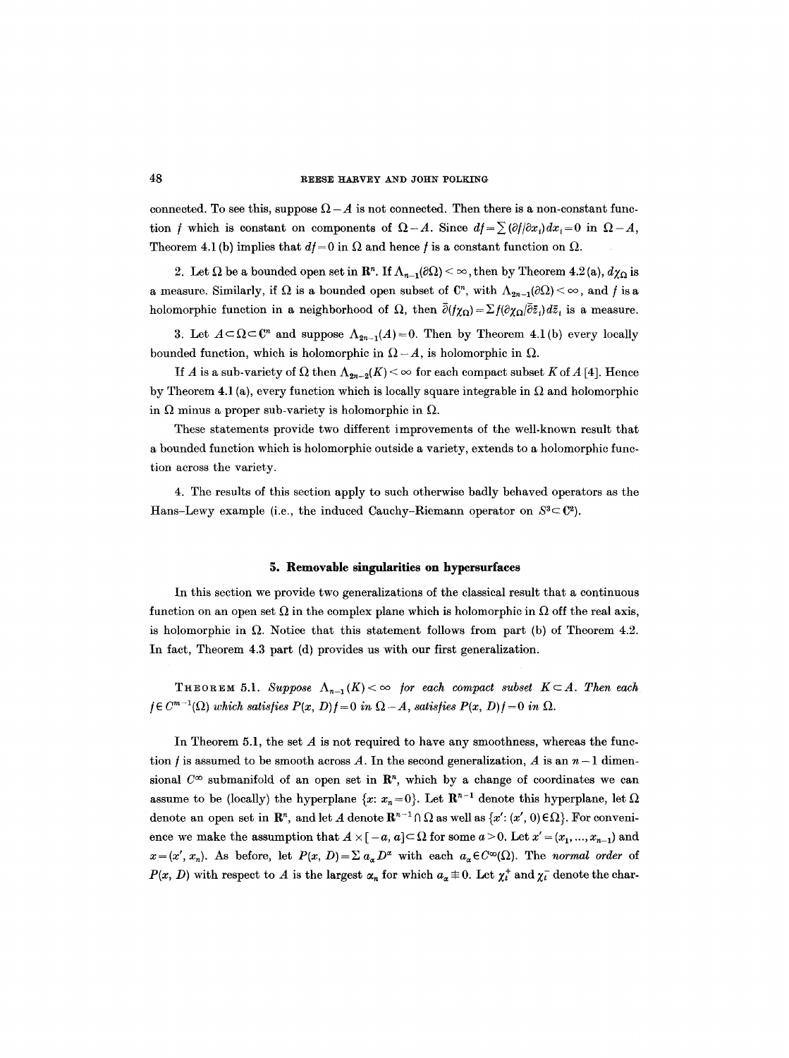connected. To see this, suppose $\Omega - A$ is not connected. Then there is a non-constant function $f$ which is constant on components of $\Omega - A$. Since $df = \sum (\partial f/\partial x_i) dx_i = 0$ in $\Omega - A$, Theorem 4.1 (b) implies that $df = 0$ in $\Omega$ and hence $f$ is a constant function on $\Omega$.

2. Let $\Omega$ be a bounded open set in $\mathbf{R}^n$. If $\Lambda_{n-1}(\partial\Omega) < \infty$, then by Theorem 4.2 (a), $d\chi_\Omega$ is a measure. Similarly, if $\Omega$ is a bounded open subset of $\mathbf{C}^n$, with $\Lambda_{2n-1}(\partial\Omega) < \infty$, and $f$ is a holomorphic function in a neighborhood of $\Omega$, then $\bar\partial(f\chi_\Omega) = \sum f(\partial\chi_\Omega/\partial\bar z_i) d\bar z_i$ is a measure.

3. Let $A \subset \Omega \subset \mathbf{C}^n$ and suppose $\Lambda_{2n-1}(A) = 0$. Then by Theorem 4.1 (b) every locally bounded function, which is holomorphic in $\Omega - A$, is holomorphic in $\Omega$.

If $A$ is a sub-variety of $\Omega$ then $\Lambda_{2n-2}(K) < \infty$ for each compact subset $K$ of $A$ [4]. Hence by Theorem 4.1 (a), every function which is locally square integrable in $\Omega$ and holomorphic in $\Omega$ minus a proper sub-variety is holomorphic in $\Omega$.

These statements provide two different improvements of the well-known result that a bounded function which is holomorphic outside a variety, extends to a holomorphic function across the variety.

4. The results of this section apply to such otherwise badly behaved operators as the Hans–Lewy example (i.e., the induced Cauchy–Riemann operator on $S^3 \subset \mathbf{C}^2$).

## 5. Removable singularities on hypersurfaces

In this section we provide two generalizations of the classical result that a continuous function on an open set $\Omega$ in the complex plane which is holomorphic in $\Omega$ off the real axis, is holomorphic in $\Omega$. Notice that this statement follows from part (b) of Theorem 4.2. In fact, Theorem 4.3 part (d) provides us with our first generalization.

THEOREM 5.1. *Suppose $\Lambda_{n-1}(K) < \infty$ for each compact subset $K \subset A$. Then each $f \in C^{m-1}(\Omega)$ which satisfies $P(x, D)f = 0$ in $\Omega - A$, satisfies $P(x, D)f = 0$ in $\Omega$.*

In Theorem 5.1, the set $A$ is not required to have any smoothness, whereas the function $f$ is assumed to be smooth across $A$. In the second generalization, $A$ is an $n-1$ dimensional $C^\infty$ submanifold of an open set in $\mathbf{R}^n$, which by a change of coordinates we can assume to be (locally) the hyperplane $\{x: x_n = 0\}$. Let $\mathbf{R}^{n-1}$ denote this hyperplane, let $\Omega$ denote an open set in $\mathbf{R}^n$, and let $A$ denote $\mathbf{R}^{n-1} \cap \Omega$ as well as $\{x': (x', 0) \in \Omega\}$. For convenience we make the assumption that $A \times [-a, a] \subset \Omega$ for some $a > 0$. Let $x' = (x_1, \ldots, x_{n-1})$ and $x = (x', x_n)$. As before, let $P(x, D) = \sum a_\alpha D^\alpha$ with each $a_\alpha \in C^\infty(\Omega)$. The *normal order* of $P(x, D)$ with respect to $A$ is the largest $\alpha_n$ for which $a_\alpha \not\equiv 0$. Let $\chi_t^+$ and $\chi_t^-$ denote the char-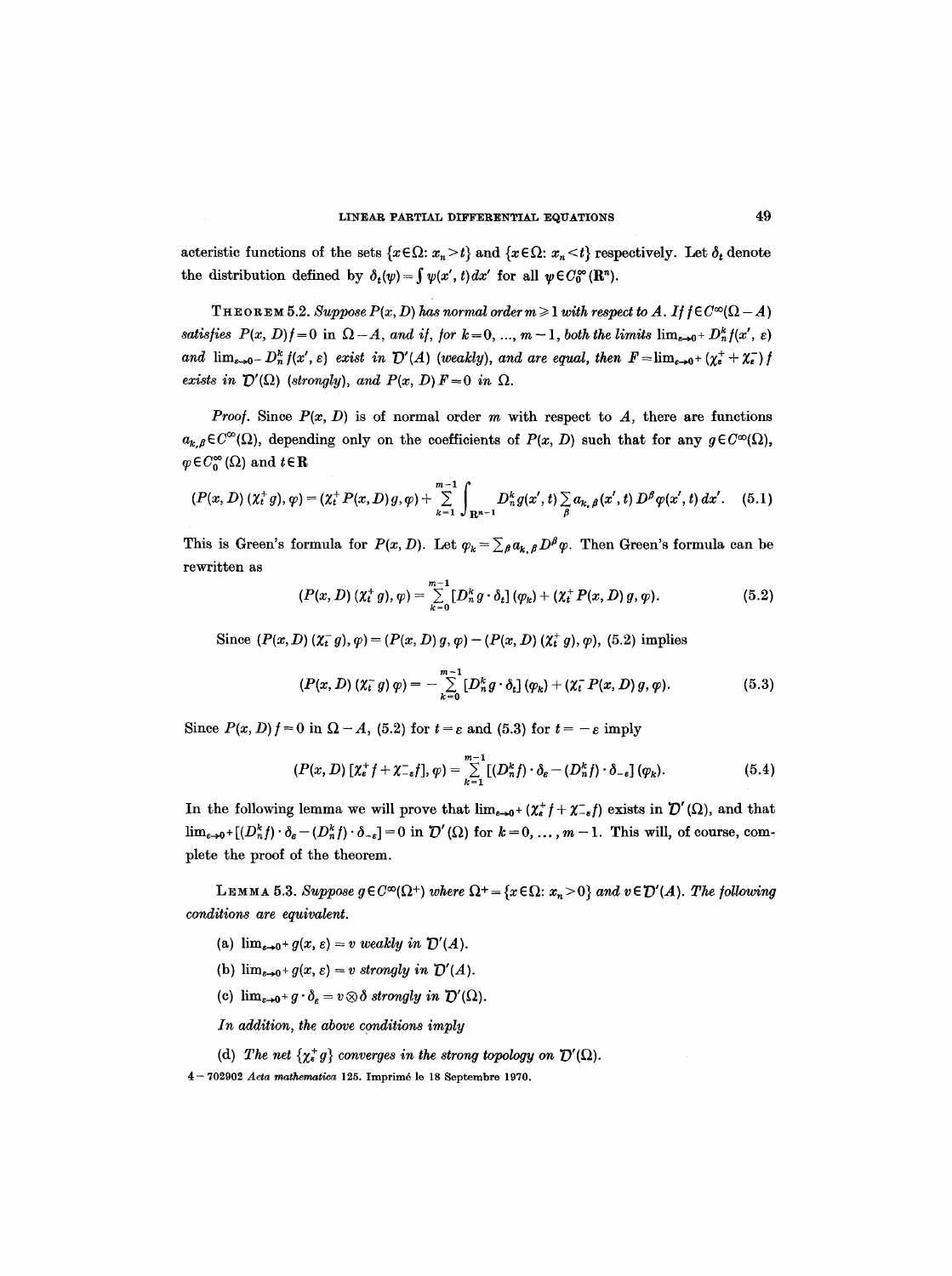acteristic functions of the sets $\{x \in \Omega: x_n > t\}$ and $\{x \in \Omega: x_n < t\}$ respectively. Let $\delta_t$ denote the distribution defined by $\delta_t(\psi) = \int \psi(x', t)\, dx'$ for all $\psi \in C_0^\infty(\mathbf{R}^n)$.

**Theorem 5.2.** *Suppose $P(x, D)$ has normal order $m \geq 1$ with respect to $A$. If $f \in C^\infty(\Omega - A)$ satisfies $P(x, D)f = 0$ in $\Omega - A$, and if, for $k = 0, \ldots, m-1$, both the limits $\lim_{\varepsilon \to 0^+} D_n^k f(x', \varepsilon)$ and $\lim_{\varepsilon \to 0^-} D_n^k f(x', \varepsilon)$ exist in $\mathcal{D}'(A)$ (weakly), and are equal, then $F = \lim_{\varepsilon \to 0^+} (\chi_\varepsilon^+ + \chi_\varepsilon^-) f$ exists in $\mathcal{D}'(\Omega)$ (strongly), and $P(x, D)F = 0$ in $\Omega$.*

*Proof.* Since $P(x, D)$ is of normal order $m$ with respect to $A$, there are functions $a_{k,\beta} \in C^\infty(\Omega)$, depending only on the coefficients of $P(x, D)$ such that for any $g \in C^\infty(\Omega)$, $\varphi \in C_0^\infty(\Omega)$ and $t \in \mathbf{R}$

$$(P(x, D)(\chi_t^+ g), \varphi) = (\chi_t^+ P(x, D) g, \varphi) + \sum_{k=1}^{m-1} \int_{\mathbf{R}^{n-1}} D_n^k g(x', t) \sum_\beta a_{k,\beta}(x', t) D^\beta \varphi(x', t)\, dx'. \quad (5.1)$$

This is Green's formula for $P(x, D)$. Let $\varphi_k = \sum_\beta a_{k,\beta} D^\beta \varphi$. Then Green's formula can be rewritten as

$$(P(x, D)(\chi_t^+ g), \varphi) = \sum_{k=0}^{m-1} [D_n^k g \cdot \delta_t](\varphi_k) + (\chi_t^+ P(x, D) g, \varphi). \quad (5.2)$$

Since $(P(x, D)(\chi_t^- g), \varphi) = (P(x, D) g, \varphi) - (P(x, D)(\chi_t^+ g), \varphi)$, (5.2) implies

$$(P(x, D)(\chi_t^- g)\, \varphi) = -\sum_{k=0}^{m-1} [D_n^k g \cdot \delta_t](\varphi_k) + (\chi_t^- P(x, D) g, \varphi). \quad (5.3)$$

Since $P(x, D) f = 0$ in $\Omega - A$, (5.2) for $t = \varepsilon$ and (5.3) for $t = -\varepsilon$ imply

$$(P(x, D)[\chi_\varepsilon^+ f + \chi_{-\varepsilon}^- f], \varphi) = \sum_{k=1}^{m-1} [(D_n^k f) \cdot \delta_\varepsilon - (D_n^k f) \cdot \delta_{-\varepsilon}](\varphi_k). \quad (5.4)$$

In the following lemma we will prove that $\lim_{\varepsilon \to 0^+} (\chi_\varepsilon^+ f + \chi_{-\varepsilon}^- f)$ exists in $\mathcal{D}'(\Omega)$, and that $\lim_{\varepsilon \to 0^+} [(D_n^k f) \cdot \delta_\varepsilon - (D_n^k f) \cdot \delta_{-\varepsilon}] = 0$ in $\mathcal{D}'(\Omega)$ for $k = 0, \ldots, m-1$. This will, of course, complete the proof of the theorem.

**Lemma 5.3.** *Suppose $g \in C^\infty(\Omega^+)$ where $\Omega^+ = \{x \in \Omega: x_n > 0\}$ and $v \in \mathcal{D}'(A)$. The following conditions are equivalent.*

(a) *$\lim_{\varepsilon \to 0^+} g(x, \varepsilon) = v$ weakly in $\mathcal{D}'(A)$.*

(b) *$\lim_{\varepsilon \to 0^+} g(x, \varepsilon) = v$ strongly in $\mathcal{D}'(A)$.*

(c) *$\lim_{\varepsilon \to 0^+} g \cdot \delta_\varepsilon = v \otimes \delta$ strongly in $\mathcal{D}'(\Omega)$.*

*In addition, the above conditions imply*

(d) *The net $\{\chi_\varepsilon^+ g\}$ converges in the strong topology on $\mathcal{D}'(\Omega)$.*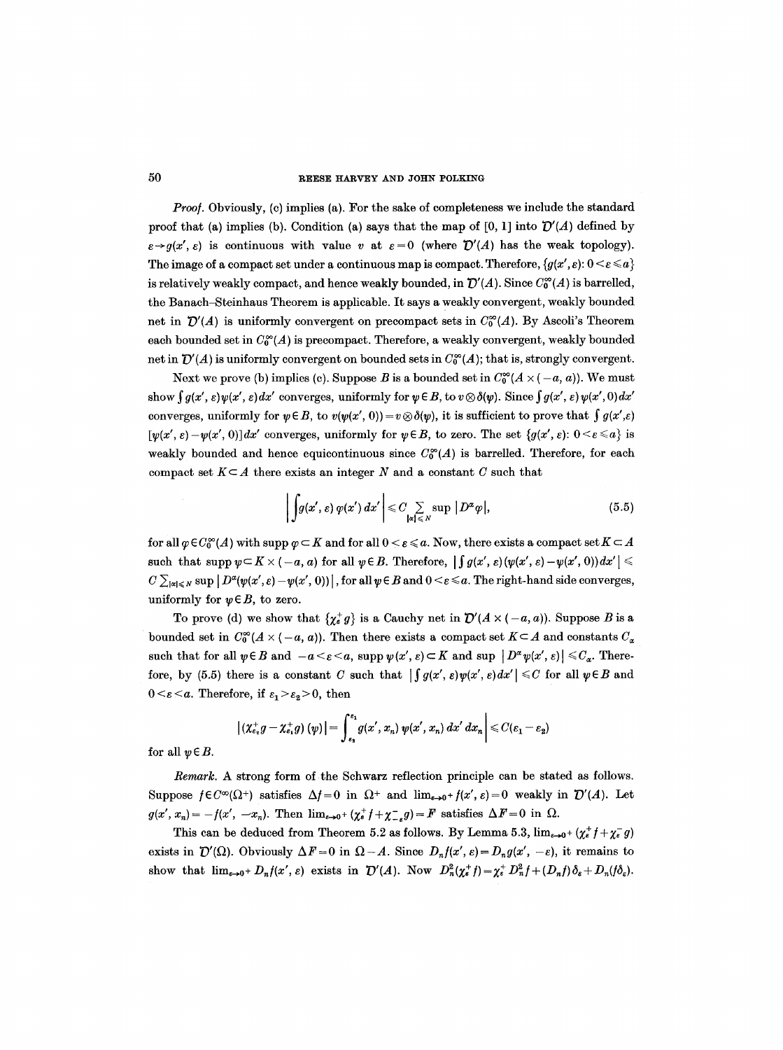*Proof.* Obviously, (c) implies (a). For the sake of completeness we include the standard proof that (a) implies (b). Condition (a) says that the map of $[0, 1]$ into $\mathcal{D}'(A)$ defined by $\varepsilon \to g(x', \varepsilon)$ is continuous with value $v$ at $\varepsilon = 0$ (where $\mathcal{D}'(A)$ has the weak topology). The image of a compact set under a continuous map is compact. Therefore, $\{g(x', \varepsilon): 0 < \varepsilon \leqslant a\}$ is relatively weakly compact, and hence weakly bounded, in $\mathcal{D}'(A)$. Since $C_0^\infty(A)$ is barrelled, the Banach–Steinhaus Theorem is applicable. It says a weakly convergent, weakly bounded net in $\mathcal{D}'(A)$ is uniformly convergent on precompact sets in $C_0^\infty(A)$. By Ascoli's Theorem each bounded set in $C_0^\infty(A)$ is precompact. Therefore, a weakly convergent, weakly bounded net in $\mathcal{D}'(A)$ is uniformly convergent on bounded sets in $C_0^\infty(A)$; that is, strongly convergent.

Next we prove (b) implies (c). Suppose $B$ is a bounded set in $C_0^\infty(A \times (-a, a))$. We must show $\int g(x', \varepsilon)\psi(x', \varepsilon)dx'$ converges, uniformly for $\psi \in B$, to $v \otimes \delta(\psi)$. Since $\int g(x', \varepsilon)\psi(x', 0)dx'$ converges, uniformly for $\psi \in B$, to $v(\psi(x', 0)) = v \otimes \delta(\psi)$, it is sufficient to prove that $\int g(x', \varepsilon)[\psi(x', \varepsilon) - \psi(x', 0)]dx'$ converges, uniformly for $\psi \in B$, to zero. The set $\{g(x', \varepsilon): 0 < \varepsilon \leqslant a\}$ is weakly bounded and hence equicontinuous since $C_0^\infty(A)$ is barrelled. Therefore, for each compact set $K \subset A$ there exists an integer $N$ and a constant $C$ such that

$$\left| \int g(x', \varepsilon)\, \varphi(x')\, dx' \right| \leqslant C \sum_{|\alpha| \leqslant N} \sup |D^\alpha \varphi|, \tag{5.5}$$

for all $\varphi \in C_0^\infty(A)$ with $\operatorname{supp} \varphi \subset K$ and for all $0 < \varepsilon \leqslant a$. Now, there exists a compact set $K \subset A$ such that $\operatorname{supp} \psi \subset K \times (-a, a)$ for all $\psi \in B$. Therefore, $\left| \int g(x', \varepsilon)(\psi(x', \varepsilon) - \psi(x', 0))dx' \right| \leqslant C \sum_{|\alpha| \leqslant N} \sup |D^\alpha(\psi(x', \varepsilon) - \psi(x', 0))|$, for all $\psi \in B$ and $0 < \varepsilon \leqslant a$. The right-hand side converges, uniformly for $\psi \in B$, to zero.

To prove (d) we show that $\{\chi_\varepsilon^+ g\}$ is a Cauchy net in $\mathcal{D}'(A \times (-a, a))$. Suppose $B$ is a bounded set in $C_0^\infty(A \times (-a, a))$. Then there exists a compact set $K \subset A$ and constants $C_\alpha$ such that for all $\psi \in B$ and $-a < \varepsilon < a$, $\operatorname{supp} \psi(x', \varepsilon) \subset K$ and $\sup |D^\alpha \psi(x', \varepsilon)| \leqslant C_\alpha$. Therefore, by (5.5) there is a constant $C$ such that $\left| \int g(x', \varepsilon)\psi(x', \varepsilon)dx' \right| \leqslant C$ for all $\psi \in B$ and $0 < \varepsilon < a$. Therefore, if $\varepsilon_1 > \varepsilon_2 > 0$, then

$$|(\chi_{\varepsilon_2}^+ g - \chi_{\varepsilon_1}^+ g)(\psi)| = \left| \int_{\varepsilon_2}^{\varepsilon_1} g(x', x_n)\, \psi(x', x_n)\, dx'\, dx_n \right| \leqslant C(\varepsilon_1 - \varepsilon_2)$$

for all $\psi \in B$.

*Remark.* A strong form of the Schwarz reflection principle can be stated as follows. Suppose $f \in C^\infty(\Omega^+)$ satisfies $\Delta f = 0$ in $\Omega^+$ and $\lim_{\varepsilon \to 0^+} f(x', \varepsilon) = 0$ weakly in $\mathcal{D}'(A)$. Let $g(x', x_n) = -f(x', -x_n)$. Then $\lim_{\varepsilon \to 0^+} (\chi_\varepsilon^+ f + \chi_{-\varepsilon}^- g) = F$ satisfies $\Delta F = 0$ in $\Omega$.

This can be deduced from Theorem 5.2 as follows. By Lemma 5.3, $\lim_{\varepsilon \to 0^+} (\chi_\varepsilon^+ f + \chi_\varepsilon^- g)$ exists in $\mathcal{D}'(\Omega)$. Obviously $\Delta F = 0$ in $\Omega - A$. Since $D_n f(x', \varepsilon) = D_n g(x', -\varepsilon)$, it remains to show that $\lim_{\varepsilon \to 0^+} D_n f(x', \varepsilon)$ exists in $\mathcal{D}'(A)$. Now $D_n^2(\chi_\varepsilon^+ f) = \chi_\varepsilon^+ D_n^2 f + (D_n f)\delta_\varepsilon + D_n(f\delta_\varepsilon)$.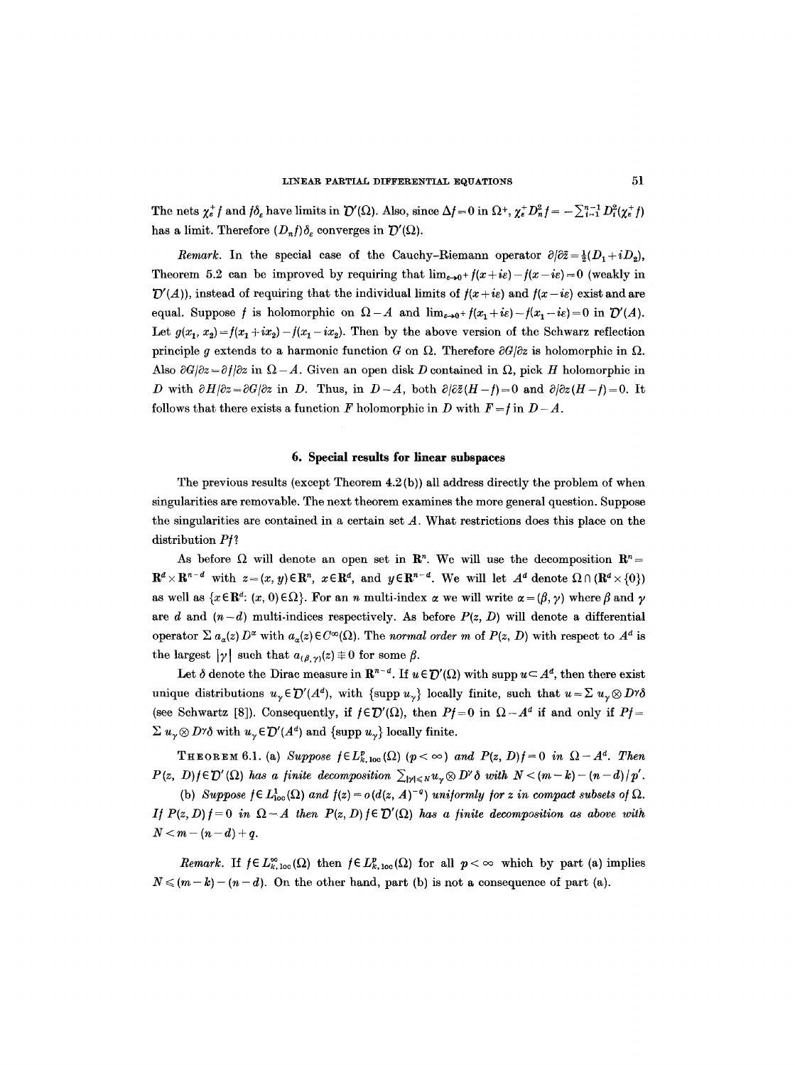The nets $\chi_\varepsilon^+ f$ and $f\delta_\varepsilon$ have limits in $\mathcal{D}'(\Omega)$. Also, since $\Delta f = 0$ in $\Omega^+$, $\chi_\varepsilon^+ D_n^2 f = -\sum_{i=1}^{n-1} D_i^2(\chi_\varepsilon^+ f)$ has a limit. Therefore $(D_n f)\delta_\varepsilon$ converges in $\mathcal{D}'(\Omega)$.

*Remark.* In the special case of the Cauchy–Riemann operator $\partial/\partial\bar{z} = \frac{1}{2}(D_1 + iD_2)$, Theorem 5.2 can be improved by requiring that $\lim_{\varepsilon\to 0^+} f(x+i\varepsilon) - f(x-i\varepsilon) = 0$ (weakly in $\mathcal{D}'(A)$), instead of requiring that the individual limits of $f(x+i\varepsilon)$ and $f(x-i\varepsilon)$ exist and are equal. Suppose $f$ is holomorphic on $\Omega - A$ and $\lim_{\varepsilon\to 0^+} f(x_1+i\varepsilon) - f(x_1 - i\varepsilon) = 0$ in $\mathcal{D}'(A)$. Let $g(x_1, x_2) = f(x_1 + ix_2) - f(x_1 - ix_2)$. Then by the above version of the Schwarz reflection principle $g$ extends to a harmonic function $G$ on $\Omega$. Therefore $\partial G/\partial z$ is holomorphic in $\Omega$. Also $\partial G/\partial z = \partial f/\partial z$ in $\Omega - A$. Given an open disk $D$ contained in $\Omega$, pick $H$ holomorphic in $D$ with $\partial H/\partial z = \partial G/\partial z$ in $D$. Thus, in $D - A$, both $\partial/\partial\bar{z}(H - f) = 0$ and $\partial/\partial z(H - f) = 0$. It follows that there exists a function $F$ holomorphic in $D$ with $F = f$ in $D - A$.

## 6. Special results for linear subspaces

The previous results (except Theorem 4.2(b)) all address directly the problem of when singularities are removable. The next theorem examines the more general question. Suppose the singularities are contained in a certain set $A$. What restrictions does this place on the distribution $Pf$?

As before $\Omega$ will denote an open set in $\mathbf{R}^n$. We will use the decomposition $\mathbf{R}^n = \mathbf{R}^d \times \mathbf{R}^{n-d}$ with $z = (x, y) \in \mathbf{R}^n$, $x \in \mathbf{R}^d$, and $y \in \mathbf{R}^{n-d}$. We will let $A^d$ denote $\Omega \cap (\mathbf{R}^d \times \{0\})$ as well as $\{x \in \mathbf{R}^d : (x, 0) \in \Omega\}$. For an $n$ multi-index $\alpha$ we will write $\alpha = (\beta, \gamma)$ where $\beta$ and $\gamma$ are $d$ and $(n-d)$ multi-indices respectively. As before $P(z, D)$ will denote a differential operator $\sum a_\alpha(z) D^\alpha$ with $a_\alpha(z) \in C^\infty(\Omega)$. The *normal order* $m$ of $P(z, D)$ with respect to $A^d$ is the largest $|\gamma|$ such that $a_{(\beta,\gamma)}(z) \not\equiv 0$ for some $\beta$.

Let $\delta$ denote the Dirac measure in $\mathbf{R}^{n-d}$. If $u \in \mathcal{D}'(\Omega)$ with supp $u \subset A^d$, then there exist unique distributions $u_\gamma \in \mathcal{D}'(A^d)$, with $\{\text{supp } u_\gamma\}$ locally finite, such that $u = \sum u_\gamma \otimes D^\gamma \delta$ (see Schwartz [8]). Consequently, if $f \in \mathcal{D}'(\Omega)$, then $Pf = 0$ in $\Omega - A^d$ if and only if $Pf = \sum u_\gamma \otimes D^\gamma \delta$ with $u_\gamma \in \mathcal{D}'(A^d)$ and $\{\text{supp } u_\gamma\}$ locally finite.

THEOREM 6.1. (a) *Suppose $f \in L^p_{k,\text{loc}}(\Omega)$ $(p < \infty)$ and $P(z, D)f = 0$ in $\Omega - A^d$. Then $P(z, D)f \in \mathcal{D}'(\Omega)$ has a finite decomposition $\sum_{|\gamma| \leq N} u_\gamma \otimes D^\gamma \delta$ with $N < (m - k) - (n - d)/p'$.*

(b) *Suppose $f \in L^1_{\text{loc}}(\Omega)$ and $f(z) = o(d(z, A)^{-q})$ uniformly for $z$ in compact subsets of $\Omega$. If $P(z, D)f = 0$ in $\Omega - A$ then $P(z, D)f \in \mathcal{D}'(\Omega)$ has a finite decomposition as above with $N < m - (n - d) + q$.*

*Remark.* If $f \in L^\infty_{k,\text{loc}}(\Omega)$ then $f \in L^p_{k,\text{loc}}(\Omega)$ for all $p < \infty$ which by part (a) implies $N \leq (m - k) - (n - d)$. On the other hand, part (b) is not a consequence of part (a).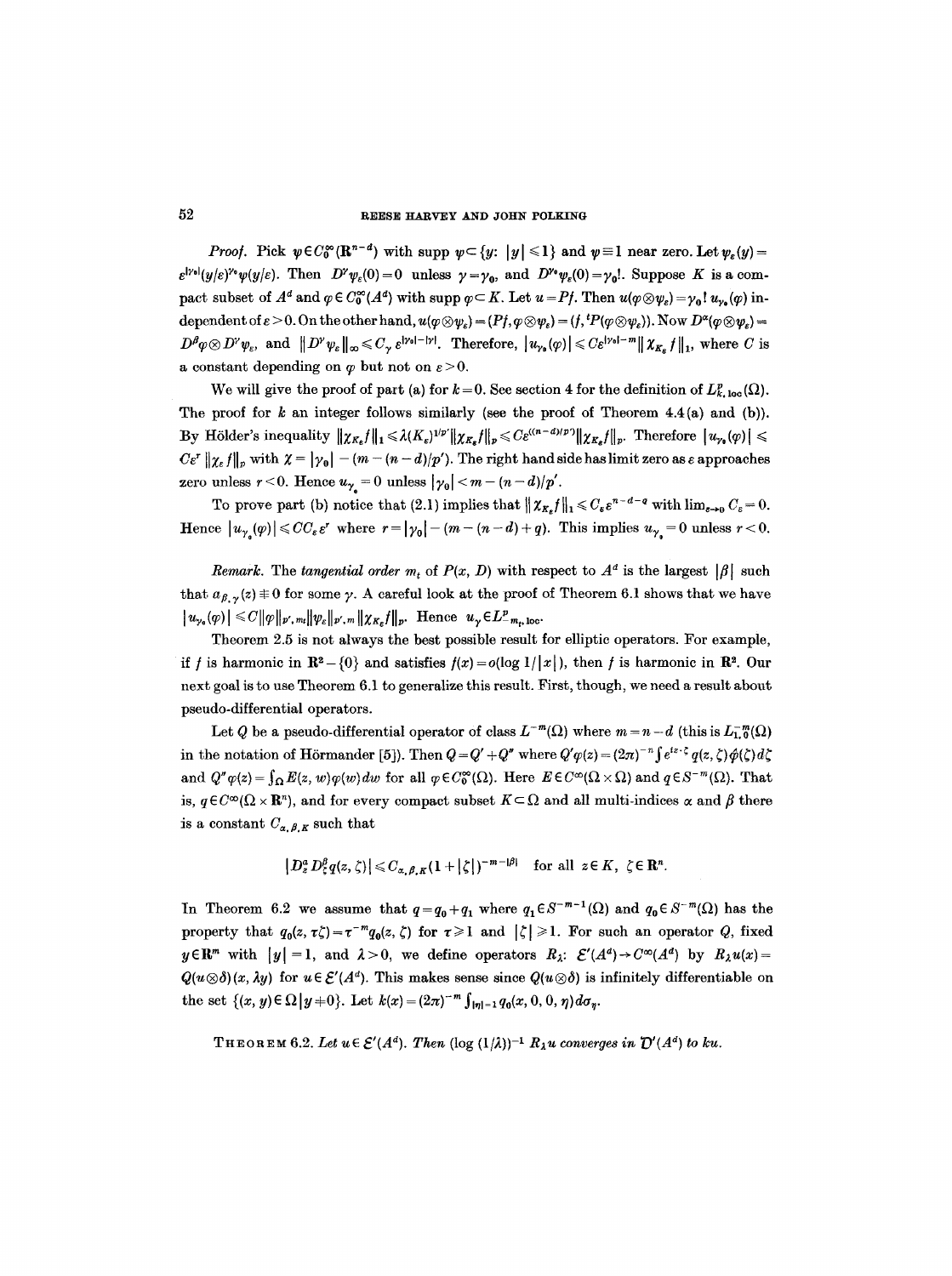*Proof.* Pick $\psi \in C_0^\infty(\mathbf{R}^{n-d})$ with supp $\psi \subset \{y: |y| \leqslant 1\}$ and $\psi \equiv 1$ near zero. Let $\psi_\varepsilon(y) = \varepsilon^{|\gamma_0|}(y/\varepsilon)^{\gamma_0}\psi(y/\varepsilon)$. Then $D^\gamma \psi_\varepsilon(0) = 0$ unless $\gamma = \gamma_0$, and $D^{\gamma_0}\psi_\varepsilon(0) = \gamma_0!$. Suppose $K$ is a compact subset of $A^d$ and $\varphi \in C_0^\infty(A^d)$ with supp $\varphi \subset K$. Let $u = Pf$. Then $u(\varphi \otimes \psi_\varepsilon) = \gamma_0!\, u_{\gamma_0}(\varphi)$ independent of $\varepsilon > 0$. On the other hand, $u(\varphi \otimes \psi_\varepsilon) = (Pf, \varphi \otimes \psi_\varepsilon) = (f, {}^tP(\varphi \otimes \psi_\varepsilon))$. Now $D^\alpha(\varphi \otimes \psi_\varepsilon) = D^\beta \varphi \otimes D^\gamma \psi_\varepsilon$, and $\|D^\gamma \psi_\varepsilon\|_\infty \leqslant C_\gamma \varepsilon^{|\gamma_0| - |\gamma|}$. Therefore, $|u_{\gamma_0}(\varphi)| \leqslant C\varepsilon^{|\gamma_0| - m}\|\chi_{K_\varepsilon} f\|_1$, where $C$ is a constant depending on $\varphi$ but not on $\varepsilon > 0$.

We will give the proof of part (a) for $k = 0$. See section 4 for the definition of $L^p_{k,\mathrm{loc}}(\Omega)$. The proof for $k$ an integer follows similarly (see the proof of Theorem 4.4(a) and (b)). By Hölder's inequality $\|\chi_{K_\varepsilon} f\|_1 \leqslant \lambda(K_\varepsilon)^{1/p'}\|\chi_{K_\varepsilon} f\|_p \leqslant C\varepsilon^{((n-d)/p')}\|\chi_{K_\varepsilon} f\|_p$. Therefore $|u_{\gamma_0}(\varphi)| \leqslant C\varepsilon^r \|\chi_\varepsilon f\|_p$ with $\chi = |\gamma_0| - (m - (n-d)/p')$. The right hand side has limit zero as $\varepsilon$ approaches zero unless $r < 0$. Hence $u_{\gamma_0} = 0$ unless $|\gamma_0| < m - (n-d)/p'$.

To prove part (b) notice that (2.1) implies that $\|\chi_{K_\varepsilon} f\|_1 \leqslant C_\varepsilon \varepsilon^{n-d-q}$ with $\lim_{\varepsilon \to 0} C_\varepsilon = 0$. Hence $|u_{\gamma_0}(\varphi)| \leqslant CC_\varepsilon \varepsilon^r$ where $r = |\gamma_0| - (m - (n-d) + q)$. This implies $u_{\gamma_0} = 0$ unless $r < 0$.

*Remark.* The *tangential order* $m_t$ of $P(x, D)$ with respect to $A^d$ is the largest $|\beta|$ such that $a_{\beta,\gamma}(z) \not\equiv 0$ for some $\gamma$. A careful look at the proof of Theorem 6.1 shows that we have $|u_{\gamma_0}(\varphi)| \leqslant C\|\varphi\|_{p',m_t}\|\psi_\varepsilon\|_{p',m}\|\chi_{K_\varepsilon} f\|_p$. Hence $u_\gamma \in L^p_{-m_t,\mathrm{loc}}$.

Theorem 2.5 is not always the best possible result for elliptic operators. For example, if $f$ is harmonic in $\mathbf{R}^2 - \{0\}$ and satisfies $f(x) = o(\log 1/|x|)$, then $f$ is harmonic in $\mathbf{R}^2$. Our next goal is to use Theorem 6.1 to generalize this result. First, though, we need a result about pseudo-differential operators.

Let $Q$ be a pseudo-differential operator of class $L^{-m}(\Omega)$ where $m = n - d$ (this is $L^{-m}_{1,0}(\Omega)$ in the notation of Hörmander [5]). Then $Q = Q' + Q''$ where $Q'\varphi(z) = (2\pi)^{-n}\int e^{iz\cdot\zeta} q(z,\zeta)\hat{\varphi}(\zeta)\,d\zeta$ and $Q''\varphi(z) = \int_\Omega E(z,w)\varphi(w)\,dw$ for all $\varphi \in C_0^\infty(\Omega)$. Here $E \in C^\infty(\Omega \times \Omega)$ and $q \in S^{-m}(\Omega)$. That is, $q \in C^\infty(\Omega \times \mathbf{R}^n)$, and for every compact subset $K \subset \Omega$ and all multi-indices $\alpha$ and $\beta$ there is a constant $C_{\alpha,\beta,K}$ such that

$$|D_z^\alpha D_\zeta^\beta q(z,\zeta)| \leqslant C_{\alpha,\beta,K}(1 + |\zeta|)^{-m-|\beta|} \quad \text{for all } z \in K,\ \zeta \in \mathbf{R}^n.$$

In Theorem 6.2 we assume that $q = q_0 + q_1$ where $q_1 \in S^{-m-1}(\Omega)$ and $q_0 \in S^{-m}(\Omega)$ has the property that $q_0(z, \tau\zeta) = \tau^{-m} q_0(z,\zeta)$ for $\tau \geqslant 1$ and $|\zeta| \geqslant 1$. For such an operator $Q$, fixed $y \in \mathbf{R}^m$ with $|y| = 1$, and $\lambda > 0$, we define operators $R_\lambda$: $\mathcal{E}'(A^d) \to C^\infty(A^d)$ by $R_\lambda u(x) = Q(u \otimes \delta)(x, \lambda y)$ for $u \in \mathcal{E}'(A^d)$. This makes sense since $Q(u \otimes \delta)$ is infinitely differentiable on the set $\{(x,y) \in \Omega \,|\, y \neq 0\}$. Let $k(x) = (2\pi)^{-m}\int_{|\eta|=1} q_0(x, 0, 0, \eta)\,d\sigma_\eta$.

THEOREM 6.2. *Let $u \in \mathcal{E}'(A^d)$. Then $(\log(1/\lambda))^{-1} R_\lambda u$ converges in $\mathcal{D}'(A^d)$ to $ku$.*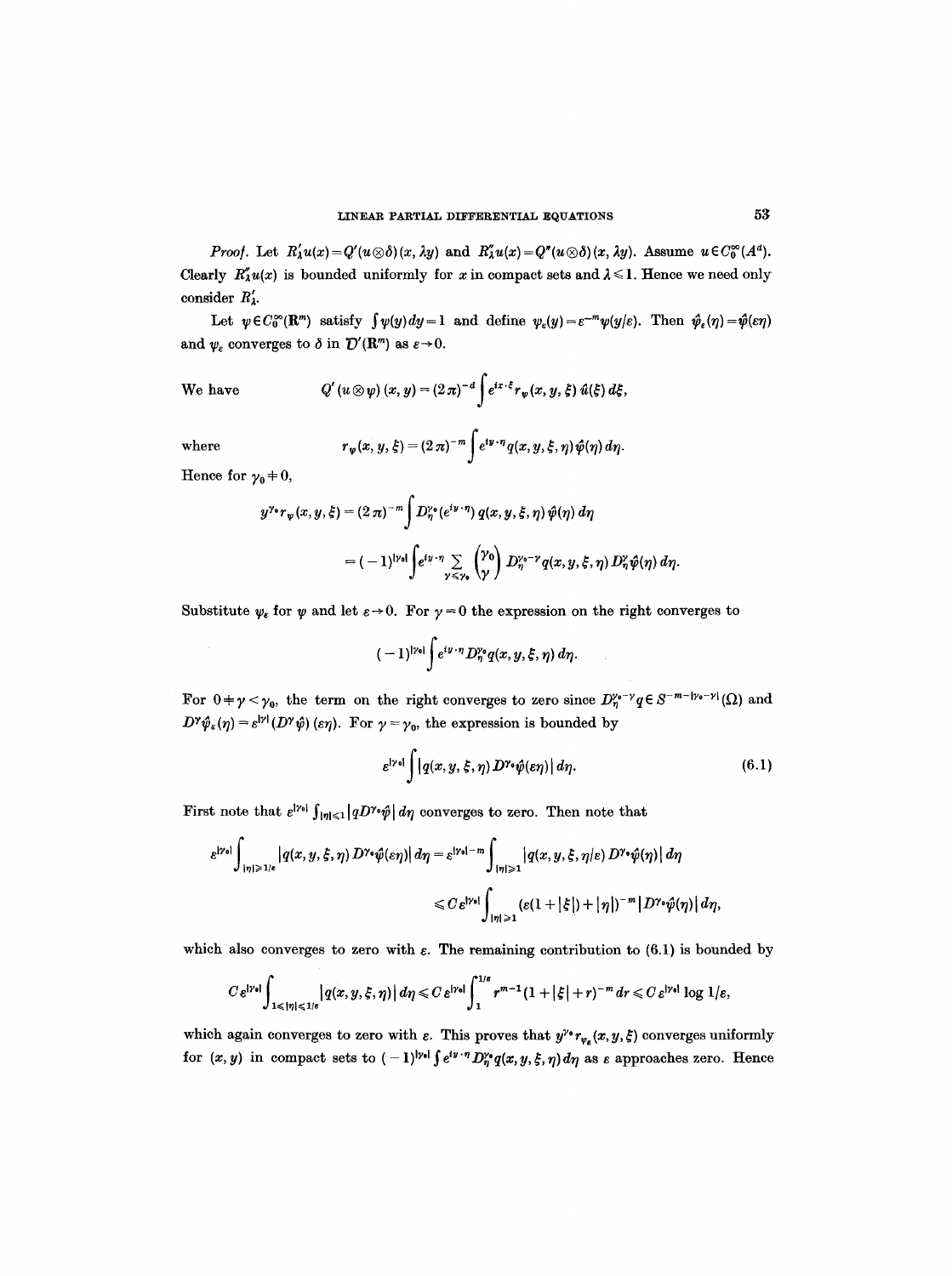*Proof.* Let $R'_\lambda u(x) = Q'(u \otimes \delta)(x, \lambda y)$ and $R''_\lambda u(x) = Q''(u \otimes \delta)(x, \lambda y)$. Assume $u \in C_0^\infty(A^d)$. Clearly $R''_\lambda u(x)$ is bounded uniformly for $x$ in compact sets and $\lambda \leqslant 1$. Hence we need only consider $R'_\lambda$.

Let $\psi \in C_0^\infty(\mathbf{R}^m)$ satisfy $\int \psi(y)\, dy = 1$ and define $\psi_\varepsilon(y) = \varepsilon^{-m}\psi(y/\varepsilon)$. Then $\hat{\psi}_\varepsilon(\eta) = \hat{\psi}(\varepsilon\eta)$ and $\psi_\varepsilon$ converges to $\delta$ in $\mathcal{D}'(\mathbf{R}^m)$ as $\varepsilon \to 0$.

We have
$$Q'(u \otimes \psi)(x, y) = (2\pi)^{-d} \int e^{ix\cdot\xi} r_\psi(x, y, \xi)\, \hat{u}(\xi)\, d\xi,$$
where
$$r_\psi(x, y, \xi) = (2\pi)^{-m} \int e^{iy\cdot\eta} q(x, y, \xi, \eta) \hat{\psi}(\eta)\, d\eta.$$
Hence for $\gamma_0 \neq 0$,
$$y^{\gamma_0} r_\psi(x, y, \xi) = (2\pi)^{-m} \int D_\eta^{\gamma_0}(e^{iy\cdot\eta})\, q(x, y, \xi, \eta)\, \hat{\psi}(\eta)\, d\eta$$
$$= (-1)^{|\gamma_0|} \int e^{iy\cdot\eta} \sum_{\gamma \leqslant \gamma_0} \binom{\gamma_0}{\gamma} D_\eta^{\gamma_0 - \gamma} q(x, y, \xi, \eta)\, D_\eta^{\gamma} \hat{\psi}(\eta)\, d\eta.$$
Substitute $\psi_\varepsilon$ for $\psi$ and let $\varepsilon \to 0$. For $\gamma = 0$ the expression on the right converges to
$$(-1)^{|\gamma_0|} \int e^{iy\cdot\eta} D_\eta^{\gamma_0} q(x, y, \xi, \eta)\, d\eta.$$
For $0 \neq \gamma < \gamma_0$, the term on the right converges to zero since $D_\eta^{\gamma_0 - \gamma} q \in S^{-m-|\gamma_0 - \gamma|}(\Omega)$ and $D^\gamma \hat{\psi}_\varepsilon(\eta) = \varepsilon^{|\gamma|}(D^\gamma \hat{\psi})(\varepsilon\eta)$. For $\gamma = \gamma_0$, the expression is bounded by
$$\varepsilon^{|\gamma_0|} \int |q(x, y, \xi, \eta) D^{\gamma_0} \hat{\psi}(\varepsilon\eta)|\, d\eta. \tag{6.1}$$
First note that $\varepsilon^{|\gamma_0|} \int_{|\eta| \leqslant 1} |q D^{\gamma_0} \hat{\psi}|\, d\eta$ converges to zero. Then note that
$$\varepsilon^{|\gamma_0|} \int_{|\eta| \geqslant 1/\varepsilon} |q(x, y, \xi, \eta) D^{\gamma_0} \hat{\psi}(\varepsilon\eta)|\, d\eta = \varepsilon^{|\gamma_0| - m} \int_{|\eta| \geqslant 1} |q(x, y, \xi, \eta/\varepsilon) D^{\gamma_0} \hat{\psi}(\eta)|\, d\eta$$
$$\leqslant C \varepsilon^{|\gamma_0|} \int_{|\eta| \geqslant 1} (\varepsilon(1 + |\xi|) + |\eta|)^{-m} |D^{\gamma_0} \hat{\psi}(\eta)|\, d\eta,$$
which also converges to zero with $\varepsilon$. The remaining contribution to (6.1) is bounded by
$$C\varepsilon^{|\gamma_0|} \int_{1 \leqslant |\eta| \leqslant 1/\varepsilon} |q(x, y, \xi, \eta)|\, d\eta \leqslant C\varepsilon^{|\gamma_0|} \int_1^{1/\varepsilon} r^{m-1}(1 + |\xi| + r)^{-m}\, dr \leqslant C\varepsilon^{|\gamma_0|} \log 1/\varepsilon,$$
which again converges to zero with $\varepsilon$. This proves that $y^{\gamma_0} r_{\psi_\varepsilon}(x, y, \xi)$ converges uniformly for $(x, y)$ in compact sets to $(-1)^{|\gamma_0|} \int e^{iy\cdot\eta} D_\eta^{\gamma_0} q(x, y, \xi, \eta)\, d\eta$ as $\varepsilon$ approaches zero. Hence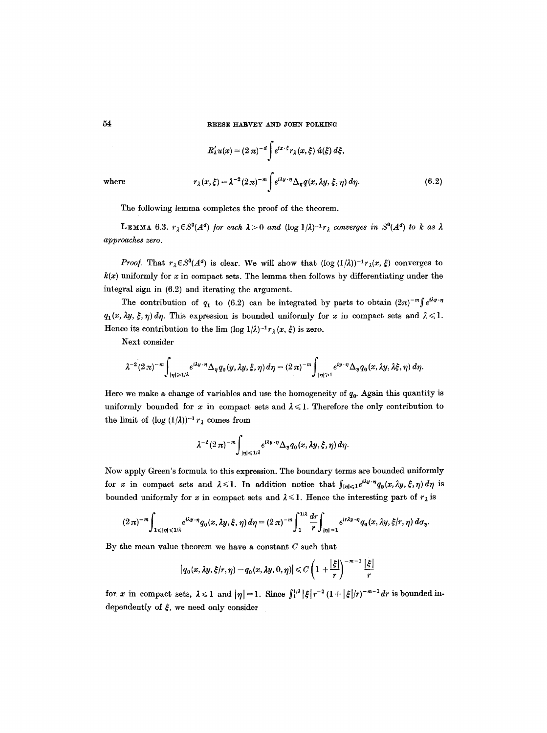$$R'_\lambda u(x) = (2\pi)^{-d} \int e^{ix\cdot\xi} r_\lambda(x,\xi)\, \hat{u}(\xi)\, d\xi,$$

where

$$r_\lambda(x,\xi) = \lambda^{-2}(2\pi)^{-m} \int e^{i\lambda y\cdot\eta} \Delta_\eta q(x, \lambda y, \xi, \eta)\, d\eta. \tag{6.2}$$

The following lemma completes the proof of the theorem.

**Lemma 6.3.** *$r_\lambda \in S^0(A^d)$ for each $\lambda > 0$ and $(\log 1/\lambda)^{-1} r_\lambda$ converges in $S^0(A^d)$ to $k$ as $\lambda$ approaches zero.*

*Proof.* That $r_\lambda \in S^0(A^d)$ is clear. We will show that $(\log(1/\lambda))^{-1} r_\lambda(x,\xi)$ converges to $k(x)$ uniformly for $x$ in compact sets. The lemma then follows by differentiating under the integral sign in (6.2) and iterating the argument.

The contribution of $q_1$ to (6.2) can be integrated by parts to obtain $(2\pi)^{-m}\int e^{i\lambda y\cdot\eta} q_1(x, \lambda y, \xi, \eta)\, d\eta$. This expression is bounded uniformly for $x$ in compact sets and $\lambda \leqslant 1$. Hence its contribution to the lim $(\log 1/\lambda)^{-1} r_\lambda(x,\xi)$ is zero.

Next consider

$$\lambda^{-2}(2\pi)^{-m} \int_{|\eta|\geqslant 1/\lambda} e^{i\lambda y\cdot\eta} \Delta_\eta q_0(y, \lambda y, \xi, \eta)\, d\eta = (2\pi)^{-m} \int_{|\eta|\geqslant 1} e^{iy\cdot\eta} \Delta_\eta q_0(x, \lambda y, \lambda\xi, \eta)\, d\eta.$$

Here we make a change of variables and use the homogeneity of $q_0$. Again this quantity is uniformly bounded for $x$ in compact sets and $\lambda \leqslant 1$. Therefore the only contribution to the limit of $(\log(1/\lambda))^{-1} r_\lambda$ comes from

$$\lambda^{-2}(2\pi)^{-m} \int_{|\eta|\leqslant 1/\lambda} e^{i\lambda y\cdot\eta} \Delta_\eta q_0(x, \lambda y, \xi, \eta)\, d\eta.$$

Now apply Green's formula to this expression. The boundary terms are bounded uniformly for $x$ in compact sets and $\lambda \leqslant 1$. In addition notice that $\int_{|\eta|\leqslant 1} e^{i\lambda y\cdot\eta} q_0(x, \lambda y, \xi, \eta)\, d\eta$ is bounded uniformly for $x$ in compact sets and $\lambda \leqslant 1$. Hence the interesting part of $r_\lambda$ is

$$(2\pi)^{-m} \int_{1\leqslant|\eta|\leqslant 1/\lambda} e^{i\lambda y\cdot\eta} q_0(x, \lambda y, \xi, \eta)\, d\eta = (2\pi)^{-m} \int_1^{1/\lambda} \frac{dr}{r} \int_{|\eta|=1} e^{ir\lambda y\cdot\eta} q_0(x, \lambda y, \xi/r, \eta)\, d\sigma_\eta.$$

By the mean value theorem we have a constant $C$ such that

$$|q_0(x, \lambda y, \xi/r, \eta) - q_0(x, \lambda y, 0, \eta)| \leqslant C\left(1 + \frac{|\xi|}{r}\right)^{-m-1} \frac{|\xi|}{r}$$

for $x$ in compact sets, $\lambda \leqslant 1$ and $|\eta| = 1$. Since $\int_1^{1/\lambda} |\xi| r^{-2}(1 + |\xi|/r)^{-m-1} dr$ is bounded independently of $\xi$, we need only consider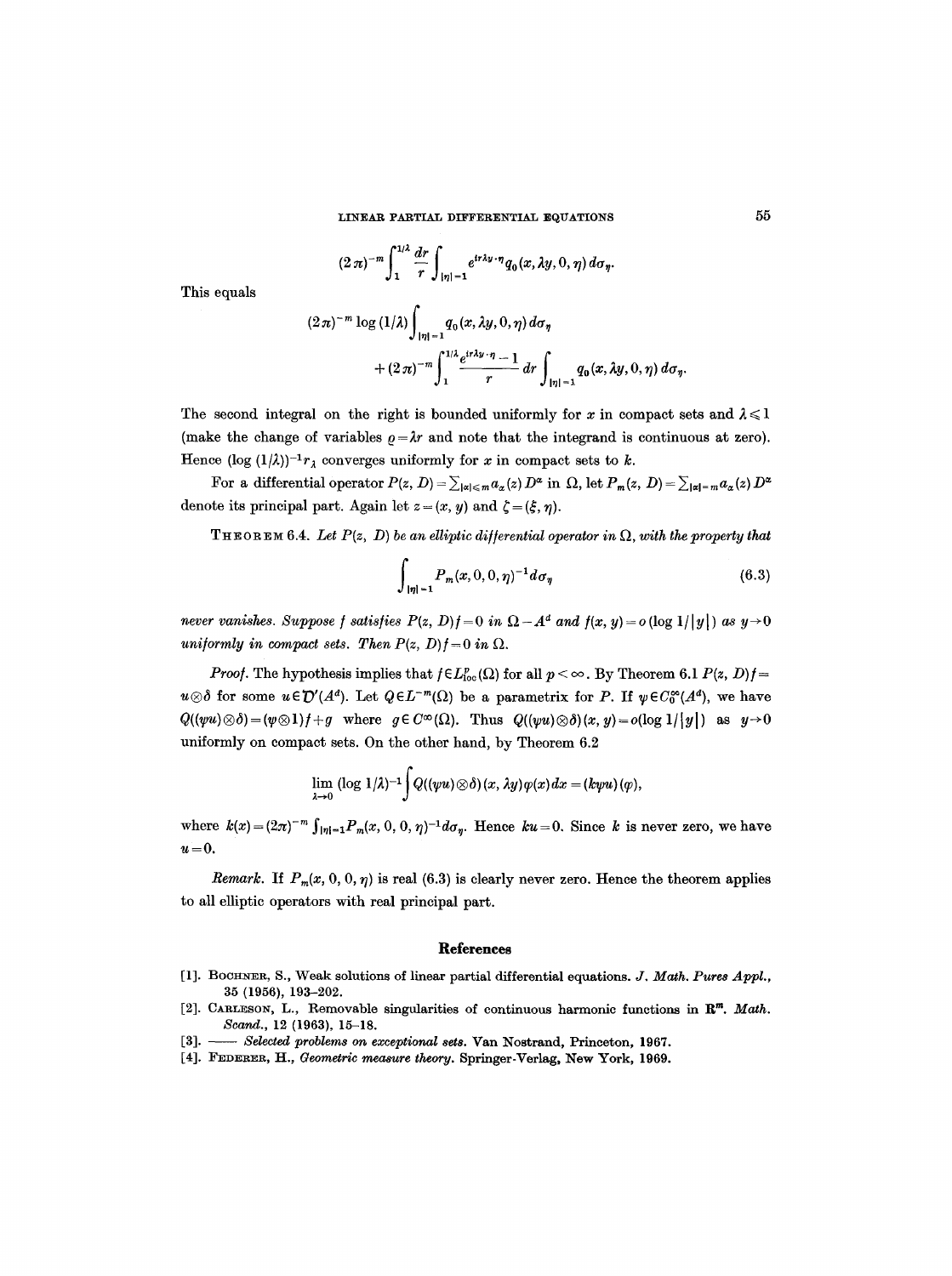$$(2\pi)^{-m}\int_1^{1/\lambda}\frac{dr}{r}\int_{|\eta|=1}e^{ir\lambda y\cdot\eta}q_0(x,\lambda y,0,\eta)\,d\sigma_\eta.$$

This equals

$$(2\pi)^{-m}\log(1/\lambda)\int_{|\eta|=1}q_0(x,\lambda y,0,\eta)\,d\sigma_\eta$$
$$+(2\pi)^{-m}\int_1^{1/\lambda}\frac{e^{ir\lambda y\cdot\eta}-1}{r}\,dr\int_{|\eta|=1}q_0(x,\lambda y,0,\eta)\,d\sigma_\eta.$$

The second integral on the right is bounded uniformly for $x$ in compact sets and $\lambda\leqslant 1$ (make the change of variables $\varrho=\lambda r$ and note that the integrand is continuous at zero). Hence $(\log(1/\lambda))^{-1}r_\lambda$ converges uniformly for $x$ in compact sets to $k$.

For a differential operator $P(z,D)=\sum_{|\alpha|\leqslant m}a_\alpha(z)D^\alpha$ in $\Omega$, let $P_m(z,D)=\sum_{|\alpha|=m}a_\alpha(z)D^\alpha$ denote its principal part. Again let $z=(x,y)$ and $\zeta=(\xi,\eta)$.

THEOREM 6.4. *Let $P(z,D)$ be an elliptic differential operator in $\Omega$, with the property that*

$$\int_{|\eta|=1}P_m(x,0,0,\eta)^{-1}d\sigma_\eta \tag{6.3}$$

*never vanishes. Suppose $f$ satisfies $P(z,D)f=0$ in $\Omega-A^d$ and $f(x,y)=o(\log 1/|y|)$ as $y\to 0$ uniformly in compact sets. Then $P(z,D)f=0$ in $\Omega$.*

*Proof.* The hypothesis implies that $f\in L^p_{\mathrm{loc}}(\Omega)$ for all $p<\infty$. By Theorem 6.1 $P(z,D)f=u\otimes\delta$ for some $u\in\mathcal{D}'(A^d)$. Let $Q\in L^{-m}(\Omega)$ be a parametrix for $P$. If $\psi\in C_0^\infty(A^d)$, we have $Q((\psi u)\otimes\delta)=(\psi\otimes 1)f+g$ where $g\in C^\infty(\Omega)$. Thus $Q((\psi u)\otimes\delta)(x,y)=o(\log 1/|y|)$ as $y\to 0$ uniformly on compact sets. On the other hand, by Theorem 6.2

$$\lim_{\lambda\to 0}(\log 1/\lambda)^{-1}\int Q((\psi u)\otimes\delta)(x,\lambda y)\varphi(x)\,dx=(k\psi u)(\varphi),$$

where $k(x)=(2\pi)^{-m}\int_{|\eta|=1}P_m(x,0,0,\eta)^{-1}d\sigma_\eta$. Hence $ku=0$. Since $k$ is never zero, we have $u=0$.

*Remark.* If $P_m(x,0,0,\eta)$ is real (6.3) is clearly never zero. Hence the theorem applies to all elliptic operators with real principal part.

## References

[1]. BOCHNER, S., Weak solutions of linear partial differential equations. *J. Math. Pures Appl.*, 35 (1956), 193–202.

[2]. CARLESON, L., Removable singularities of continuous harmonic functions in $\mathbf{R}^m$. *Math. Scand.*, 12 (1963), 15–18.

[3]. —— *Selected problems on exceptional sets.* Van Nostrand, Princeton, 1967.

[4]. FEDERER, H., *Geometric measure theory.* Springer-Verlag, New York, 1969.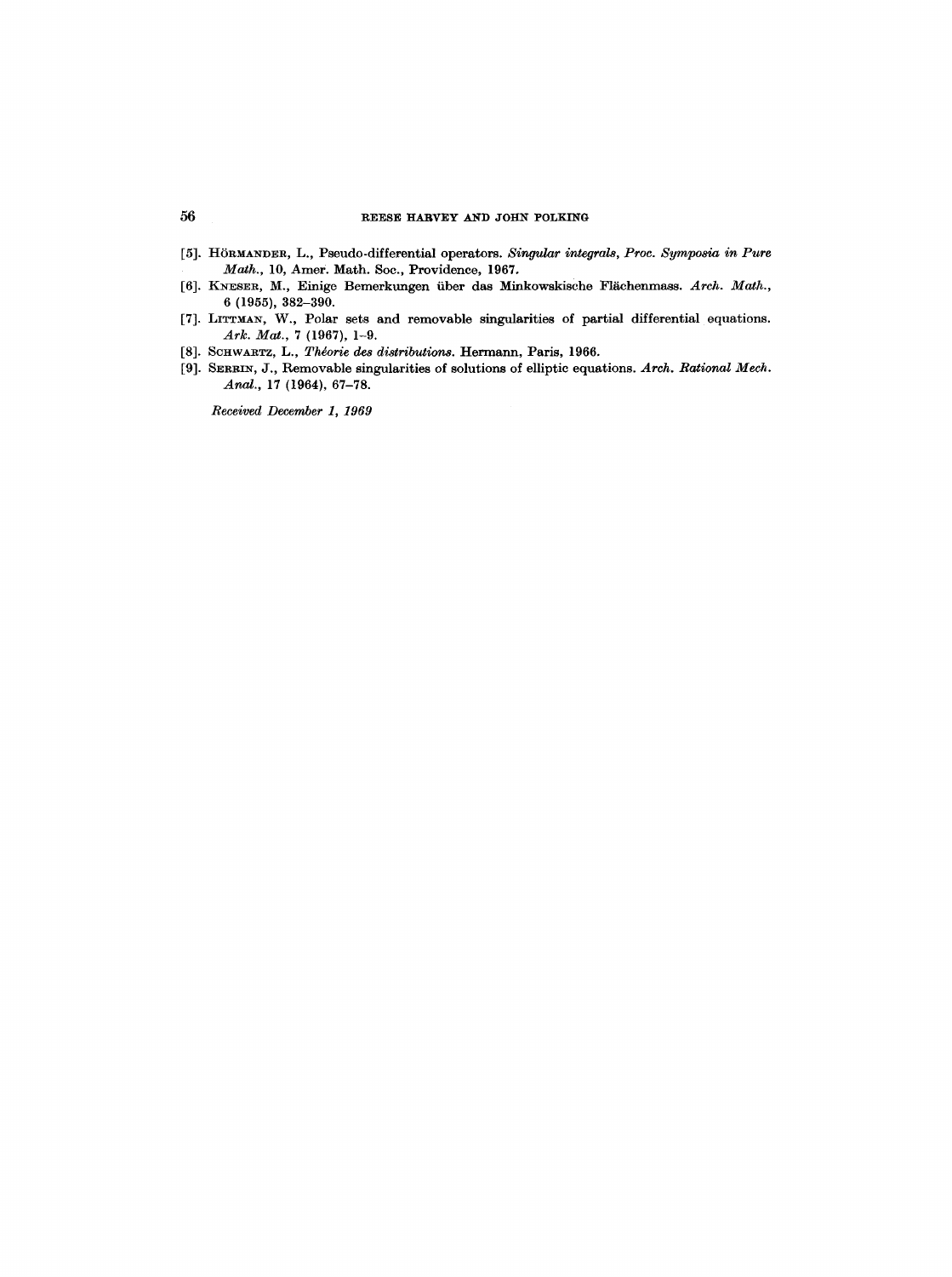[5]. Hörmander, L., Pseudo-differential operators. *Singular integrals, Proc. Symposia in Pure Math.*, 10, Amer. Math. Soc., Providence, 1967.

[6]. Kneser, M., Einige Bemerkungen über das Minkowskische Flächenmass. *Arch. Math.*, 6 (1955), 382–390.

[7]. Littman, W., Polar sets and removable singularities of partial differential equations. *Ark. Mat.*, 7 (1967), 1–9.

[8]. Schwartz, L., *Théorie des distributions*. Hermann, Paris, 1966.

[9]. Serrin, J., Removable singularities of solutions of elliptic equations. *Arch. Rational Mech. Anal.*, 17 (1964), 67–78.

*Received December 1, 1969*